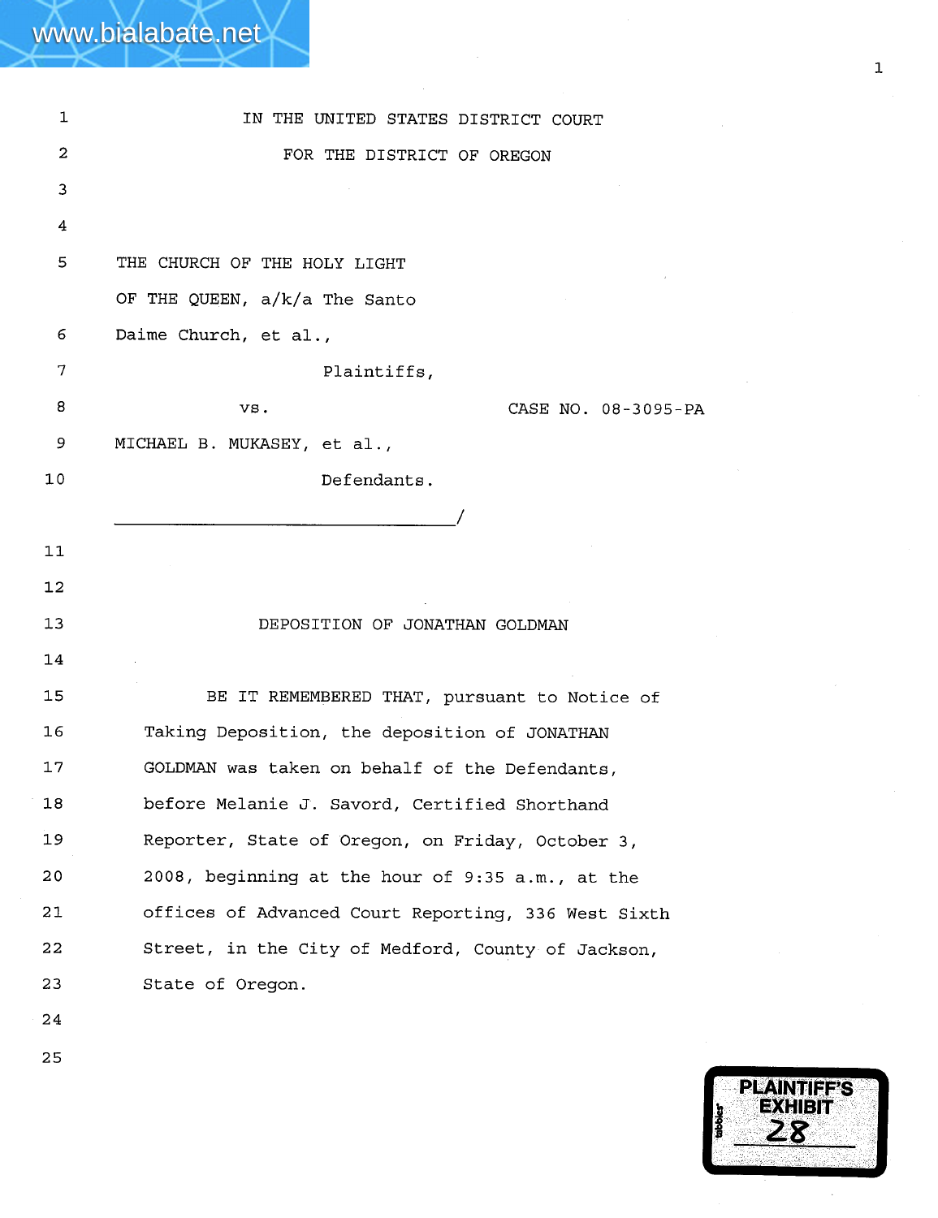IN THE UNITED STATES DISTRICT COURT

FOR THE DISTRICT OF OREGON

THE CHURCH OF THE HOLY LIGHT OF THE QUEEN, a/k/a The Santo Daime Church, et al.,

Plaintiffs,

vs. CASE NO. 08-3095-PA

MICHAEL B. MUKASEY, et al.,

Defendants.

_______________________________/

DEPOSITION OF JONATHAN GOLDMAN

BE IT REMEMBERED THAT, pursuant to Notice of Taking Deposition, the deposition of JONATHAN GOLDMAN was taken on behalf of the Defendants, before Melanie J. Savord, Certified Shorthand Reporter, State of Oregon, on Friday, October 3, 2008, beginning at the hour of 9:35 a.m., at the offices of Advanced Court Reporting, 336 West Sixth Street, in the City of Medford, County of Jackson, State of Oregon.

PLAINTIFF'S EXHIBIT 28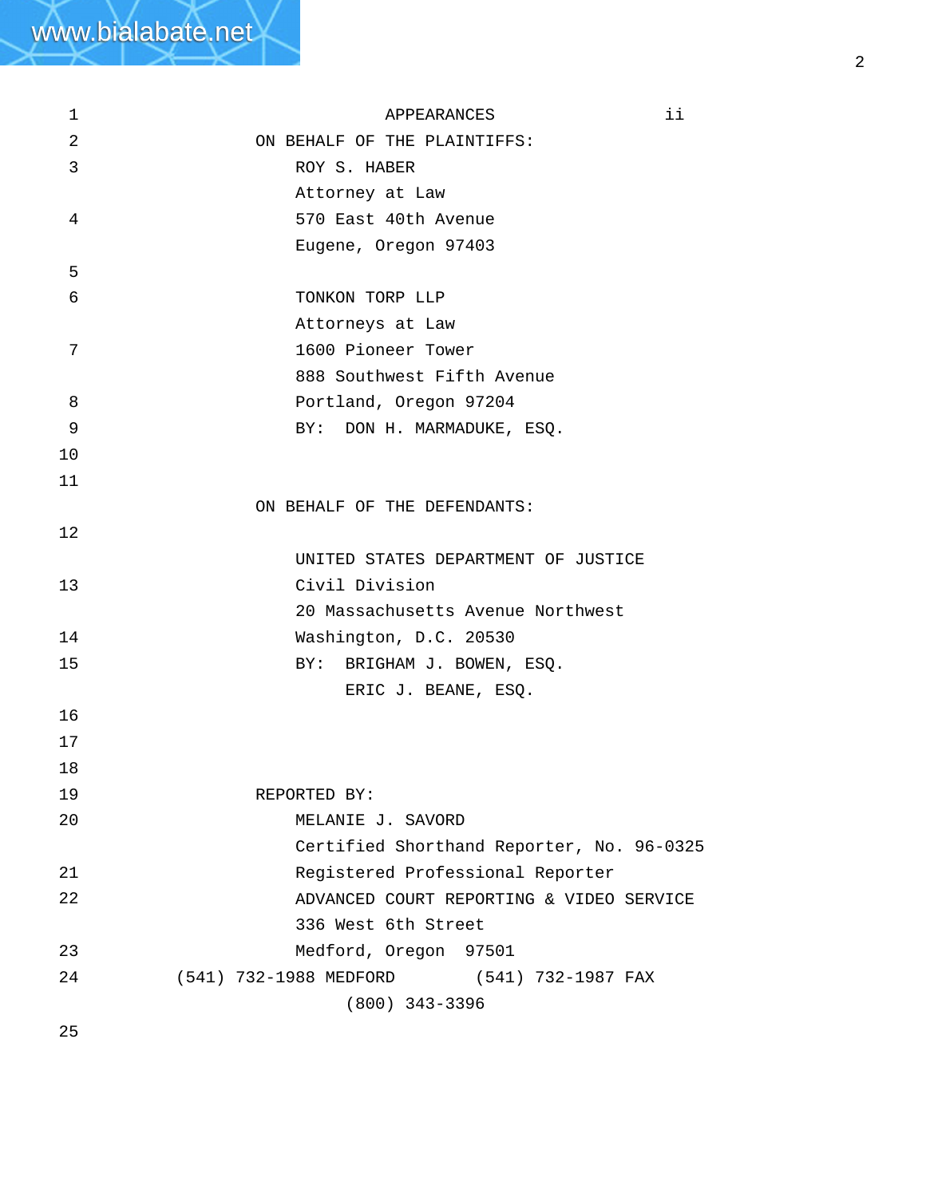# APPEARANCES

ii

ON BEHALF OF THE PLAINTIFFS:

ROY S. HABER
Attorney at Law
570 East 40th Avenue
Eugene, Oregon 97403

TONKON TORP LLP
Attorneys at Law
1600 Pioneer Tower
888 Southwest Fifth Avenue
Portland, Oregon 97204
BY: DON H. MARMADUKE, ESQ.

ON BEHALF OF THE DEFENDANTS:

UNITED STATES DEPARTMENT OF JUSTICE
Civil Division
20 Massachusetts Avenue Northwest
Washington, D.C. 20530
BY: BRIGHAM J. BOWEN, ESQ.
ERIC J. BEANE, ESQ.

REPORTED BY:

MELANIE J. SAVORD
Certified Shorthand Reporter, No. 96-0325
Registered Professional Reporter
ADVANCED COURT REPORTING & VIDEO SERVICE
336 West 6th Street
Medford, Oregon 97501
(541) 732-1988 MEDFORD (541) 732-1987 FAX
(800) 343-3396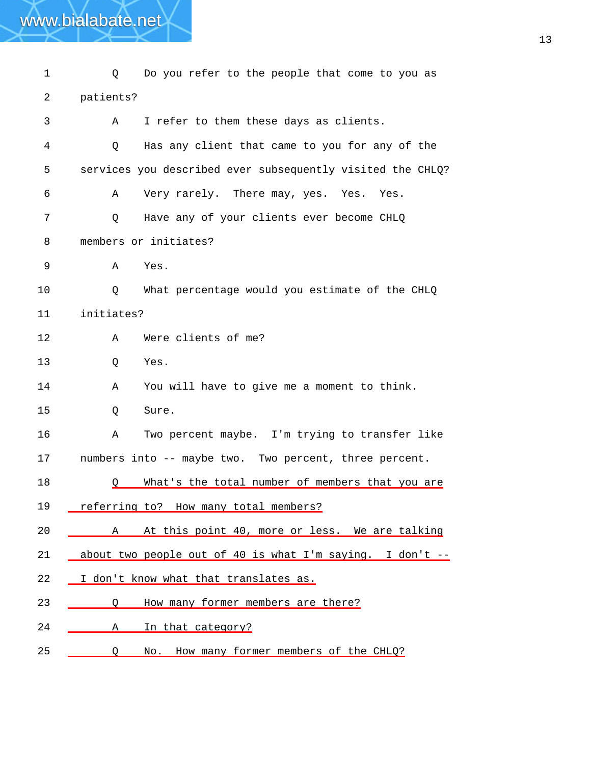1 Q Do you refer to the people that come to you as
2 patients?
3 A I refer to them these days as clients.
4 Q Has any client that came to you for any of the
5 services you described ever subsequently visited the CHLQ?
6 A Very rarely. There may, yes. Yes. Yes.
7 Q Have any of your clients ever become CHLQ
8 members or initiates?
9 A Yes.
10 Q What percentage would you estimate of the CHLQ
11 initiates?
12 A Were clients of me?
13 Q Yes.
14 A You will have to give me a moment to think.
15 Q Sure.
16 A Two percent maybe. I'm trying to transfer like
17 numbers into -- maybe two. Two percent, three percent.
18 Q What's the total number of members that you are
19 referring to? How many total members?
20 A At this point 40, more or less. We are talking
21 about two people out of 40 is what I'm saying. I don't --
22 I don't know what that translates as.
23 Q How many former members are there?
24 A In that category?
25 Q No. How many former members of the CHLQ?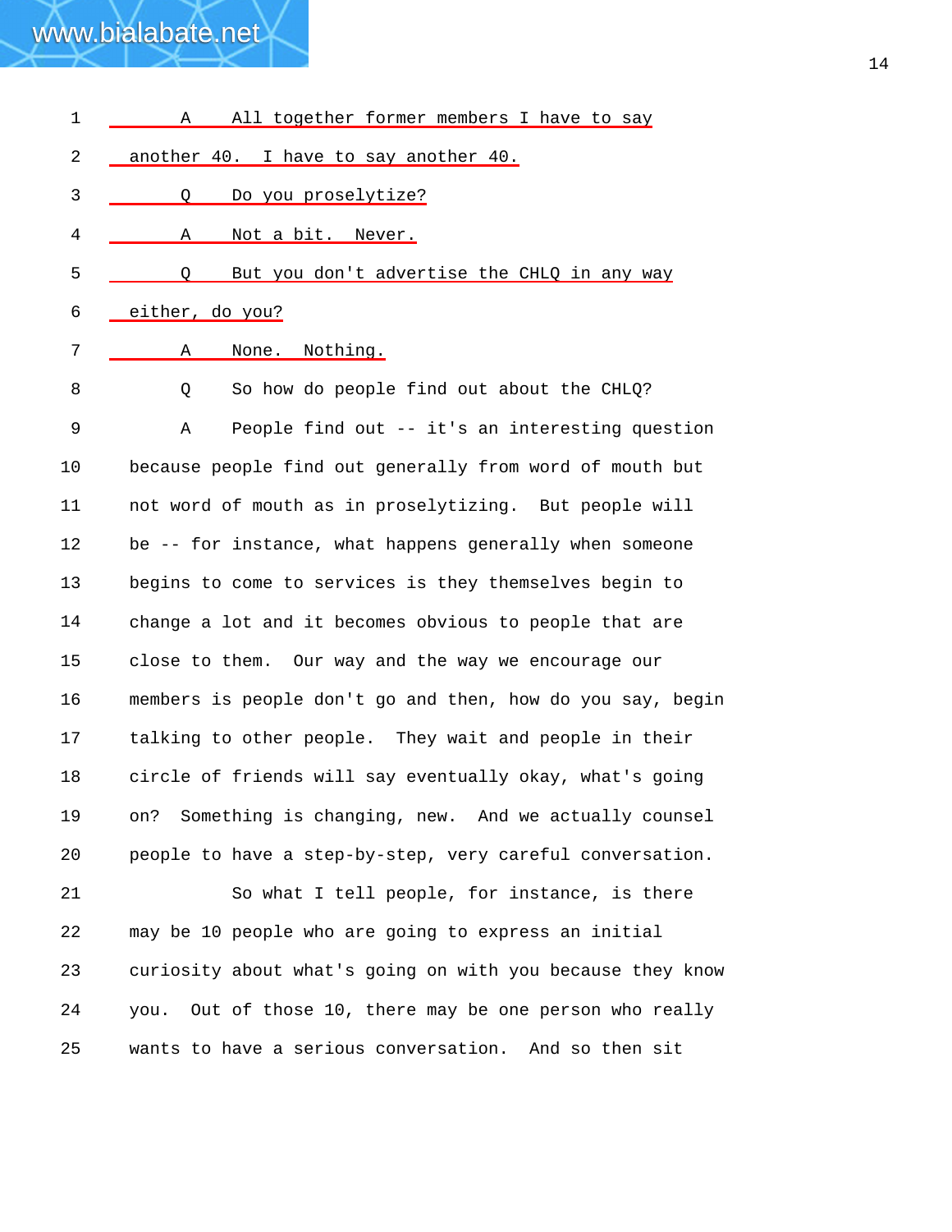A All together former members I have to say another 40. I have to say another 40.

Q Do you proselytize?

A Not a bit. Never.

Q But you don't advertise the CHLQ in any way either, do you?

A None. Nothing.

Q So how do people find out about the CHLQ?

A People find out -- it's an interesting question because people find out generally from word of mouth but not word of mouth as in proselytizing. But people will be -- for instance, what happens generally when someone begins to come to services is they themselves begin to change a lot and it becomes obvious to people that are close to them. Our way and the way we encourage our members is people don't go and then, how do you say, begin talking to other people. They wait and people in their circle of friends will say eventually okay, what's going on? Something is changing, new. And we actually counsel people to have a step-by-step, very careful conversation.

So what I tell people, for instance, is there may be 10 people who are going to express an initial curiosity about what's going on with you because they know you. Out of those 10, there may be one person who really wants to have a serious conversation. And so then sit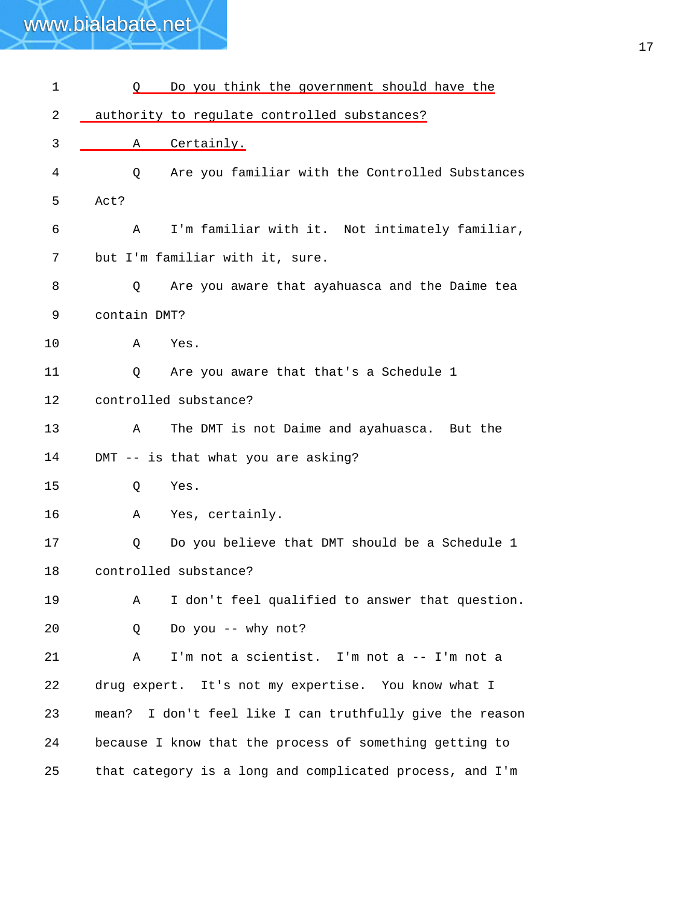1 Q Do you think the government should have the
2 authority to regulate controlled substances?
3 A Certainly.
4 Q Are you familiar with the Controlled Substances
5 Act?
6 A I'm familiar with it. Not intimately familiar,
7 but I'm familiar with it, sure.
8 Q Are you aware that ayahuasca and the Daime tea
9 contain DMT?
10 A Yes.
11 Q Are you aware that that's a Schedule 1
12 controlled substance?
13 A The DMT is not Daime and ayahuasca. But the
14 DMT -- is that what you are asking?
15 Q Yes.
16 A Yes, certainly.
17 Q Do you believe that DMT should be a Schedule 1
18 controlled substance?
19 A I don't feel qualified to answer that question.
20 Q Do you -- why not?
21 A I'm not a scientist. I'm not a -- I'm not a
22 drug expert. It's not my expertise. You know what I
23 mean? I don't feel like I can truthfully give the reason
24 because I know that the process of something getting to
25 that category is a long and complicated process, and I'm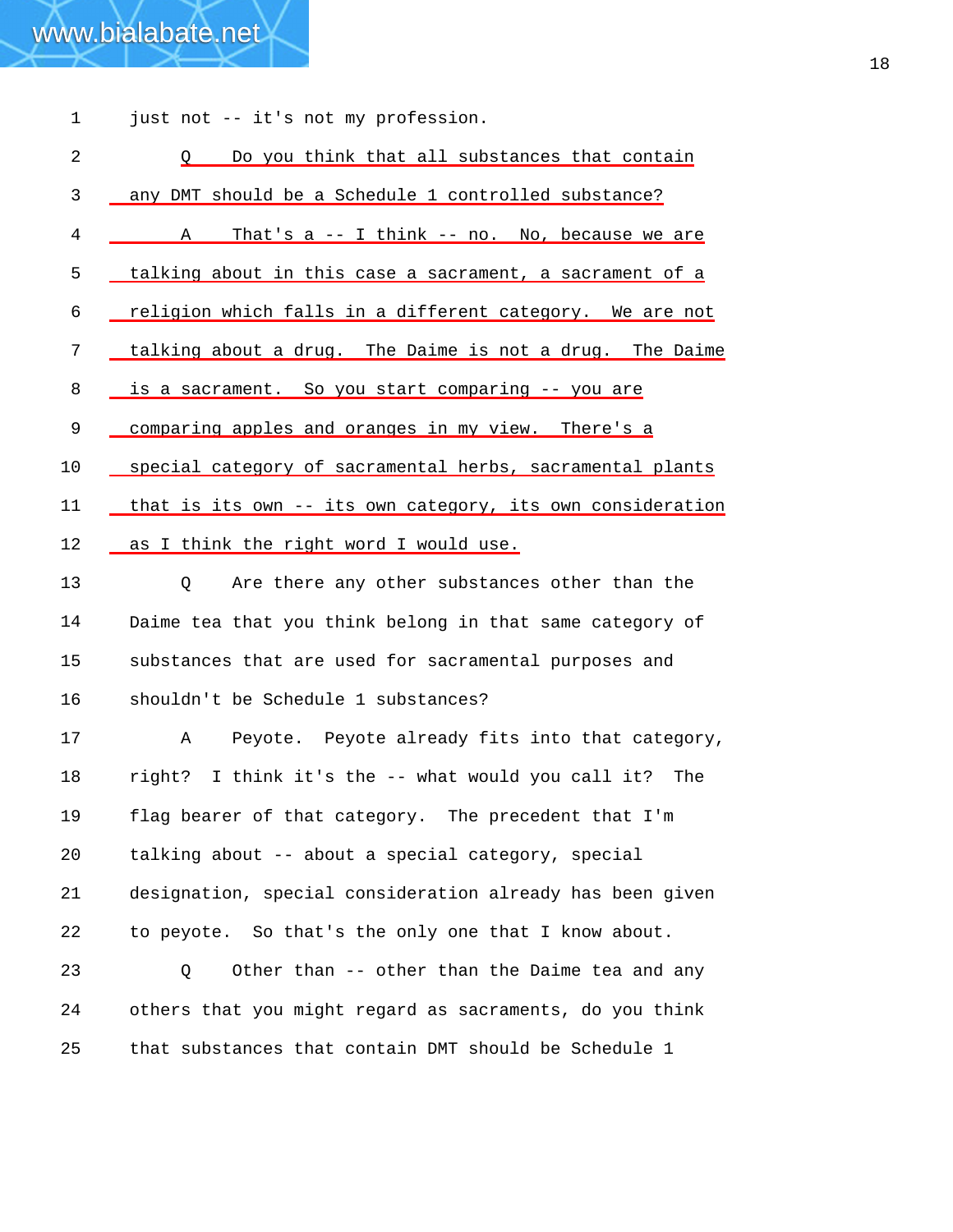just not -- it's not my profession.

Q Do you think that all substances that contain any DMT should be a Schedule 1 controlled substance?

A That's a -- I think -- no. No, because we are talking about in this case a sacrament, a sacrament of a religion which falls in a different category. We are not talking about a drug. The Daime is not a drug. The Daime is a sacrament. So you start comparing -- you are comparing apples and oranges in my view. There's a special category of sacramental herbs, sacramental plants that is its own -- its own category, its own consideration as I think the right word I would use.

Q Are there any other substances other than the Daime tea that you think belong in that same category of substances that are used for sacramental purposes and shouldn't be Schedule 1 substances?

A Peyote. Peyote already fits into that category, right? I think it's the -- what would you call it? The flag bearer of that category. The precedent that I'm talking about -- about a special category, special designation, special consideration already has been given to peyote. So that's the only one that I know about.

Q Other than -- other than the Daime tea and any others that you might regard as sacraments, do you think that substances that contain DMT should be Schedule 1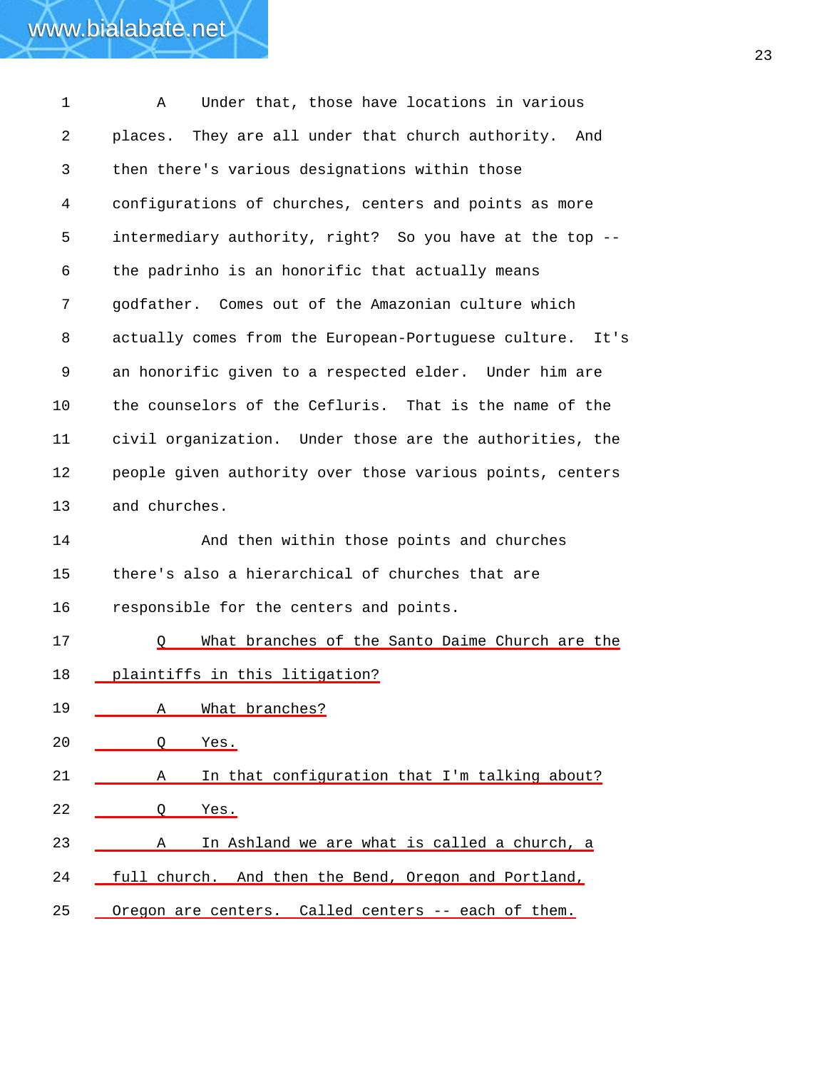1 A Under that, those have locations in various
2 places. They are all under that church authority. And
3 then there's various designations within those
4 configurations of churches, centers and points as more
5 intermediary authority, right? So you have at the top --
6 the padrinho is an honorific that actually means
7 godfather. Comes out of the Amazonian culture which
8 actually comes from the European-Portuguese culture. It's
9 an honorific given to a respected elder. Under him are
10 the counselors of the Cefluris. That is the name of the
11 civil organization. Under those are the authorities, the
12 people given authority over those various points, centers
13 and churches.
14 And then within those points and churches
15 there's also a hierarchical of churches that are
16 responsible for the centers and points.
17 Q What branches of the Santo Daime Church are the
18 plaintiffs in this litigation?
19 A What branches?
20 Q Yes.
21 A In that configuration that I'm talking about?
22 Q Yes.
23 A In Ashland we are what is called a church, a
24 full church. And then the Bend, Oregon and Portland,
25 Oregon are centers. Called centers -- each of them.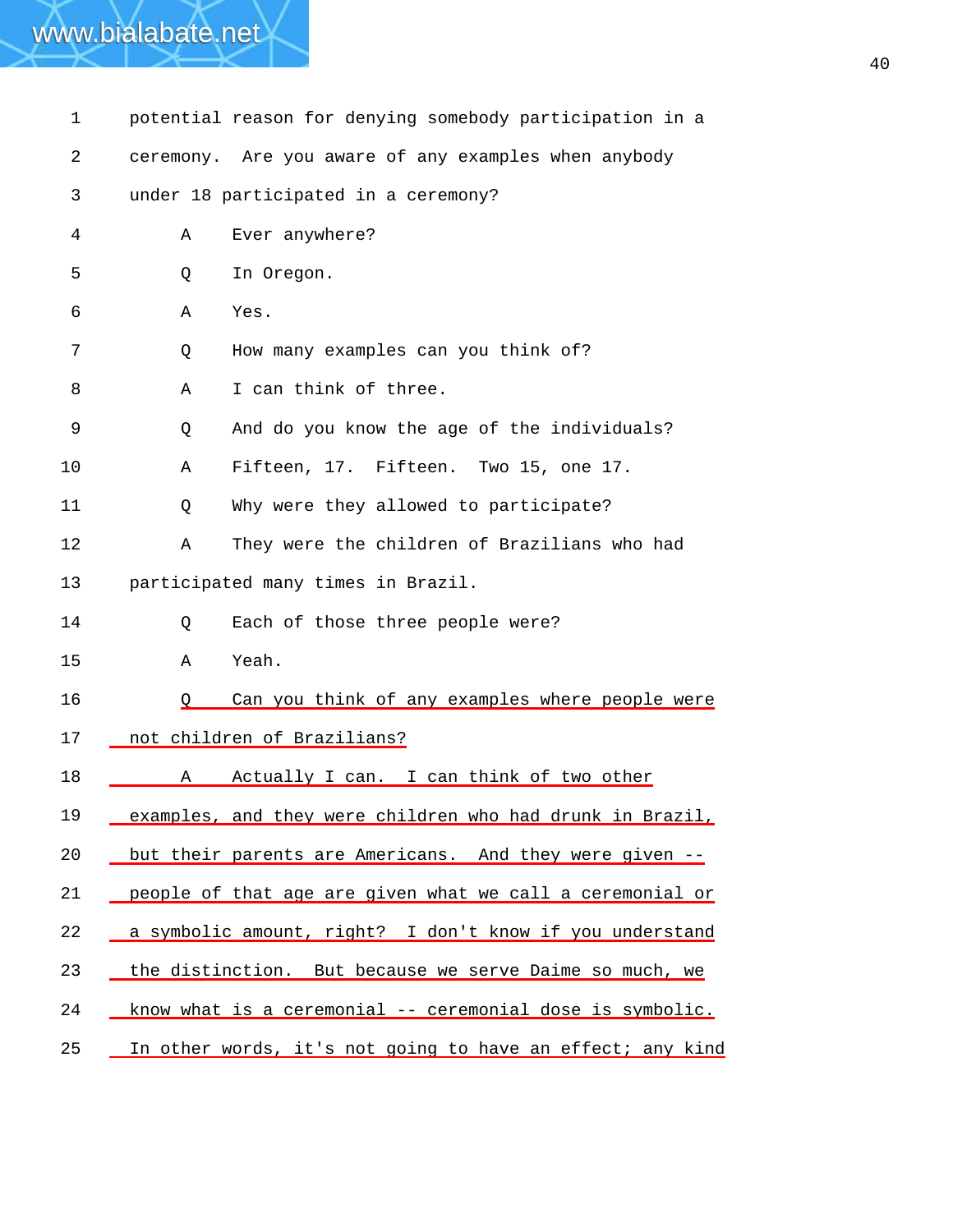1 potential reason for denying somebody participation in a

2 ceremony. Are you aware of any examples when anybody

3 under 18 participated in a ceremony?

4 A Ever anywhere?

5 Q In Oregon.

6 A Yes.

7 Q How many examples can you think of?

8 A I can think of three.

9 Q And do you know the age of the individuals?

10 A Fifteen, 17. Fifteen. Two 15, one 17.

11 Q Why were they allowed to participate?

12 A They were the children of Brazilians who had

13 participated many times in Brazil.

14 Q Each of those three people were?

15 A Yeah.

16 Q Can you think of any examples where people were

17 not children of Brazilians?

18 A Actually I can. I can think of two other

19 examples, and they were children who had drunk in Brazil,

20 but their parents are Americans. And they were given --

21 people of that age are given what we call a ceremonial or

22 a symbolic amount, right? I don't know if you understand

23 the distinction. But because we serve Daime so much, we

24 know what is a ceremonial -- ceremonial dose is symbolic.

25 In other words, it's not going to have an effect; any kind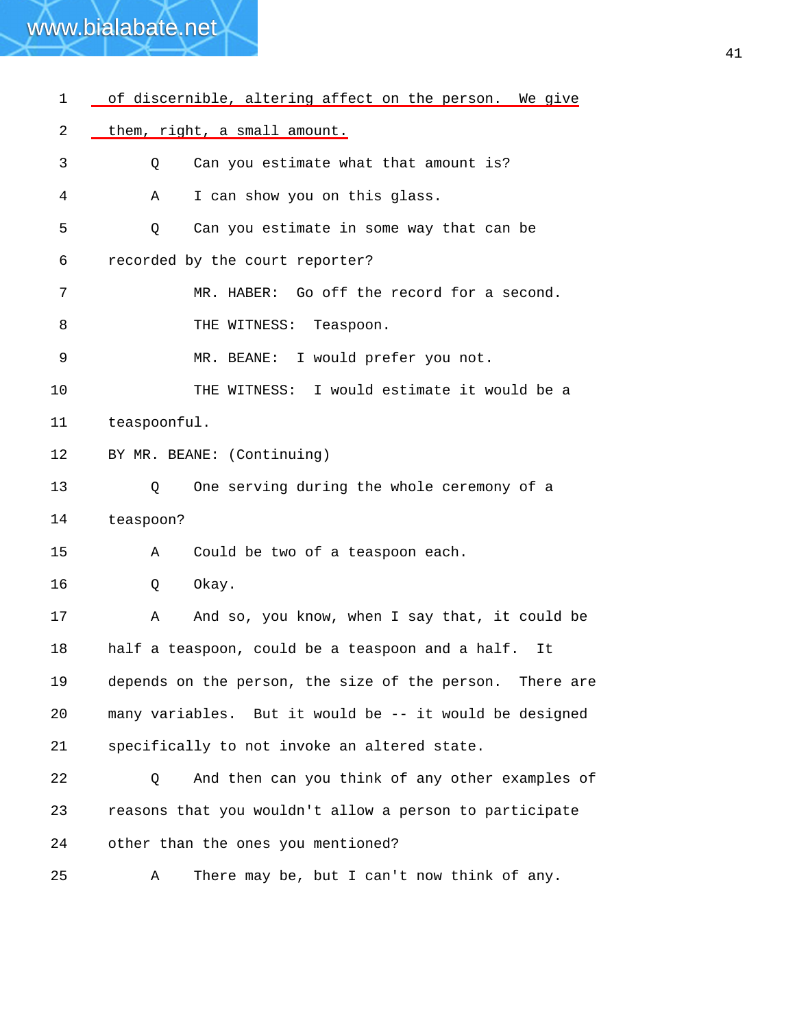1 of discernible, altering affect on the person. We give

2 them, right, a small amount.

3 Q Can you estimate what that amount is?

4 A I can show you on this glass.

5 Q Can you estimate in some way that can be

6 recorded by the court reporter?

7 MR. HABER: Go off the record for a second.

8 THE WITNESS: Teaspoon.

9 MR. BEANE: I would prefer you not.

10 THE WITNESS: I would estimate it would be a

11 teaspoonful.

12 BY MR. BEANE: (Continuing)

13 Q One serving during the whole ceremony of a

14 teaspoon?

15 A Could be two of a teaspoon each.

16 Q Okay.

17 A And so, you know, when I say that, it could be

18 half a teaspoon, could be a teaspoon and a half. It

19 depends on the person, the size of the person. There are

20 many variables. But it would be -- it would be designed

21 specifically to not invoke an altered state.

22 Q And then can you think of any other examples of

23 reasons that you wouldn't allow a person to participate

24 other than the ones you mentioned?

25 A There may be, but I can't now think of any.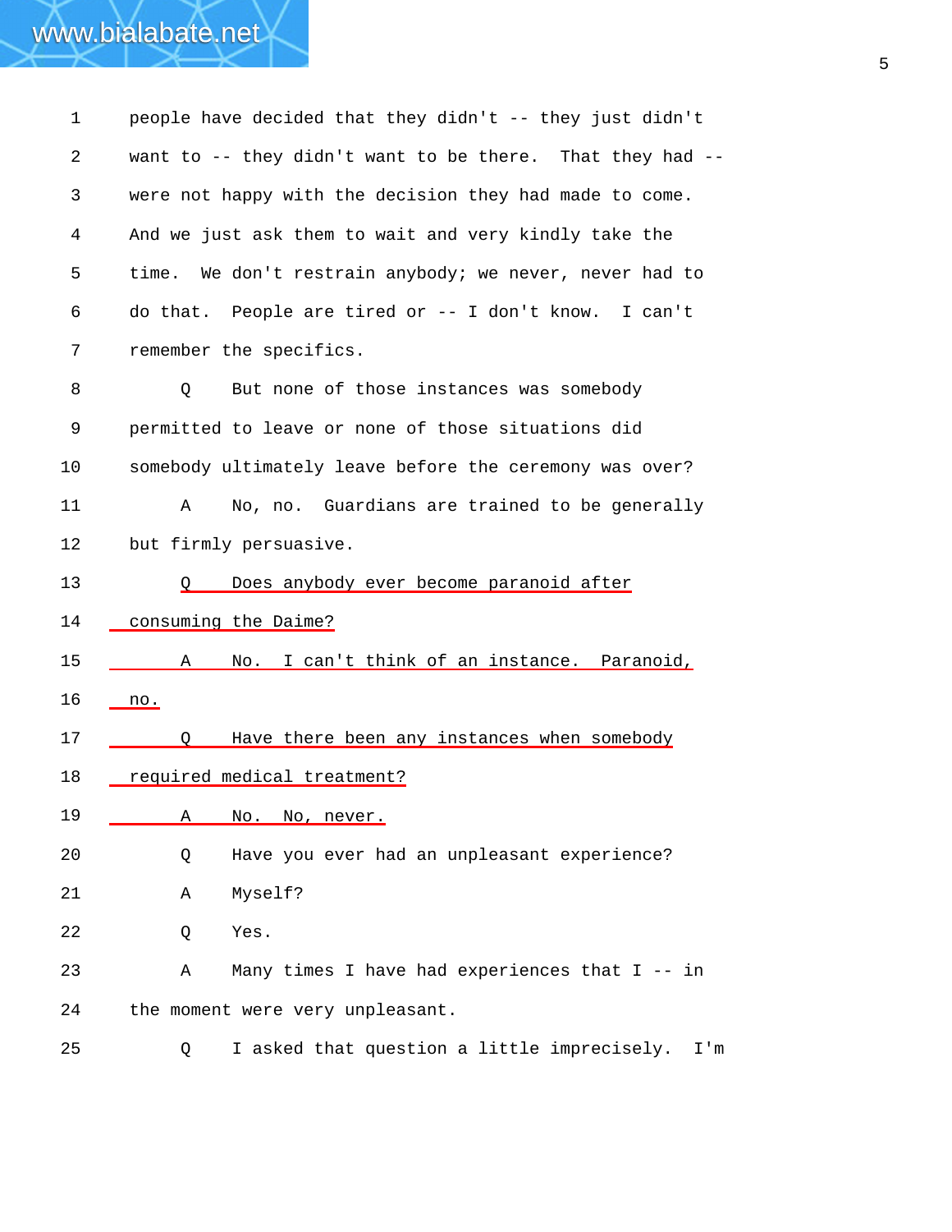1 people have decided that they didn't -- they just didn't
2 want to -- they didn't want to be there. That they had --
3 were not happy with the decision they had made to come.
4 And we just ask them to wait and very kindly take the
5 time. We don't restrain anybody; we never, never had to
6 do that. People are tired or -- I don't know. I can't
7 remember the specifics.
8 Q But none of those instances was somebody
9 permitted to leave or none of those situations did
10 somebody ultimately leave before the ceremony was over?
11 A No, no. Guardians are trained to be generally
12 but firmly persuasive.
13 Q Does anybody ever become paranoid after
14 consuming the Daime?
15 A No. I can't think of an instance. Paranoid,
16 no.
17 Q Have there been any instances when somebody
18 required medical treatment?
19 A No. No, never.
20 Q Have you ever had an unpleasant experience?
21 A Myself?
22 Q Yes.
23 A Many times I have had experiences that I -- in
24 the moment were very unpleasant.
25 Q I asked that question a little imprecisely. I'm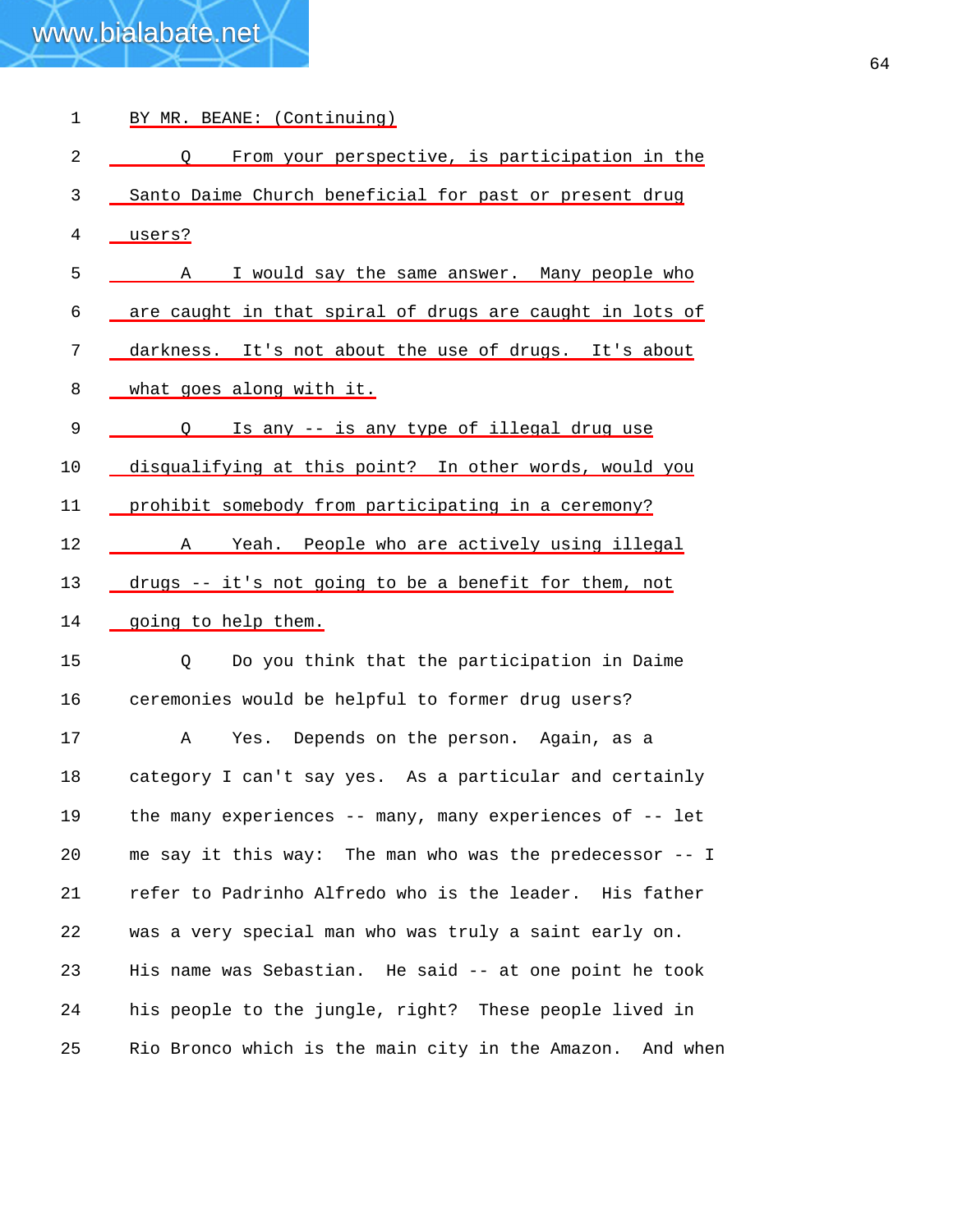BY MR. BEANE: (Continuing)

Q From your perspective, is participation in the Santo Daime Church beneficial for past or present drug users?

A I would say the same answer. Many people who are caught in that spiral of drugs are caught in lots of darkness. It's not about the use of drugs. It's about what goes along with it.

Q Is any -- is any type of illegal drug use disqualifying at this point? In other words, would you prohibit somebody from participating in a ceremony?

A Yeah. People who are actively using illegal drugs -- it's not going to be a benefit for them, not going to help them.

Q Do you think that the participation in Daime ceremonies would be helpful to former drug users?

A Yes. Depends on the person. Again, as a category I can't say yes. As a particular and certainly the many experiences -- many, many experiences of -- let me say it this way: The man who was the predecessor -- I refer to Padrinho Alfredo who is the leader. His father was a very special man who was truly a saint early on. His name was Sebastian. He said -- at one point he took his people to the jungle, right? These people lived in Rio Bronco which is the main city in the Amazon. And when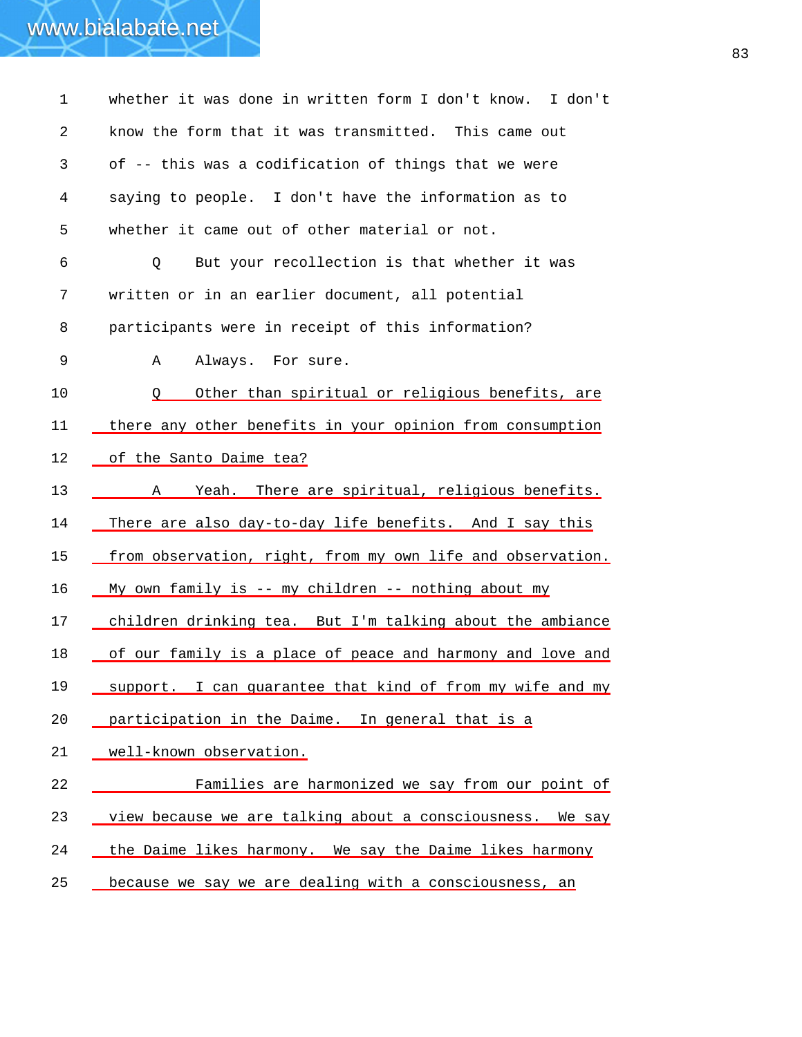1 whether it was done in written form I don't know. I don't

2 know the form that it was transmitted. This came out

3 of -- this was a codification of things that we were

4 saying to people. I don't have the information as to

5 whether it came out of other material or not.

6 Q But your recollection is that whether it was

7 written or in an earlier document, all potential

8 participants were in receipt of this information?

9 A Always. For sure.

10 Q Other than spiritual or religious benefits, are

11 there any other benefits in your opinion from consumption

12 of the Santo Daime tea?

13 A Yeah. There are spiritual, religious benefits.

14 There are also day-to-day life benefits. And I say this

15 from observation, right, from my own life and observation.

16 My own family is -- my children -- nothing about my

17 children drinking tea. But I'm talking about the ambiance

18 of our family is a place of peace and harmony and love and

19 support. I can guarantee that kind of from my wife and my

20 participation in the Daime. In general that is a

21 well-known observation.

22 Families are harmonized we say from our point of

23 view because we are talking about a consciousness. We say

24 the Daime likes harmony. We say the Daime likes harmony

25 because we say we are dealing with a consciousness, an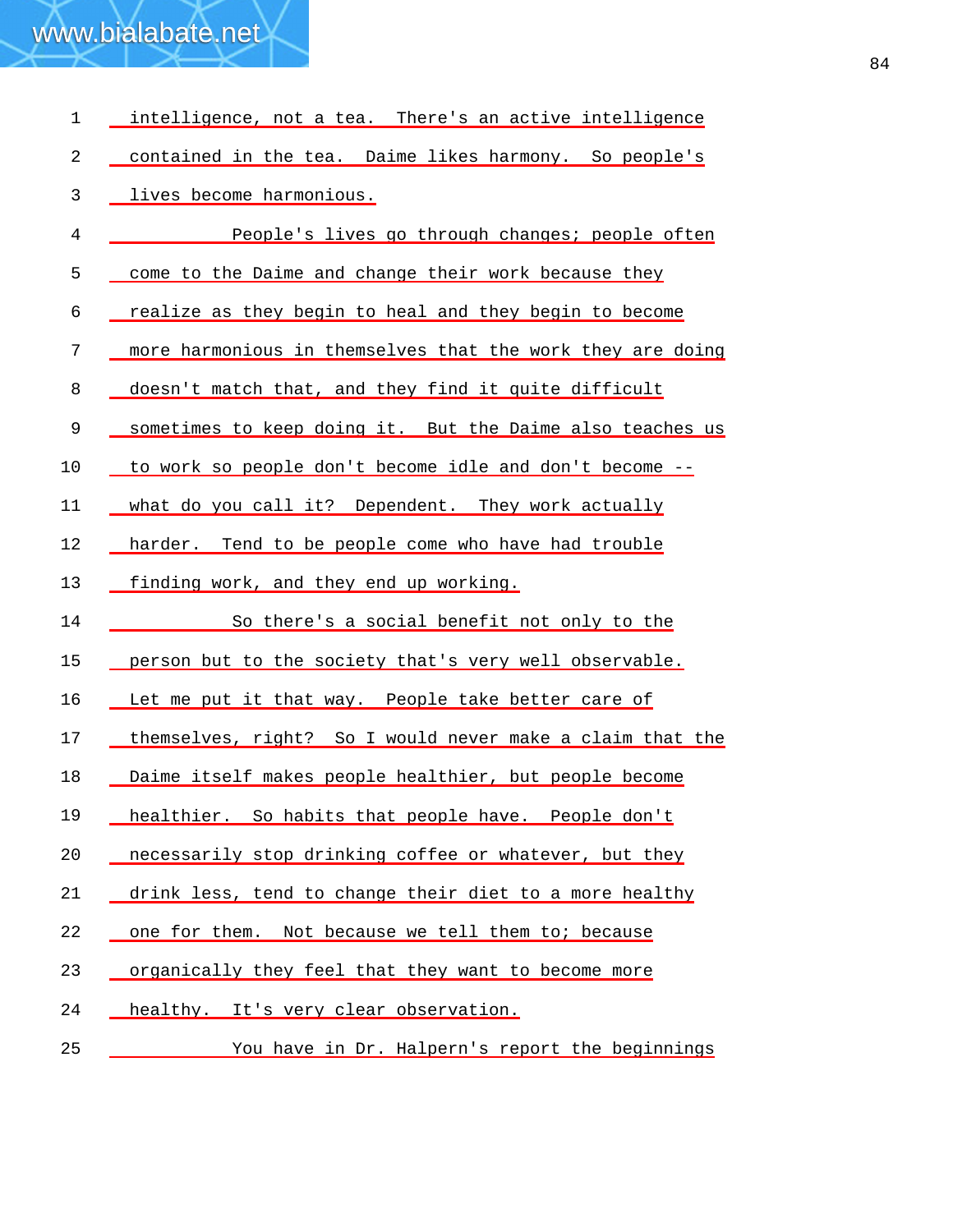intelligence, not a tea. There's an active intelligence contained in the tea. Daime likes harmony. So people's lives become harmonious.

People's lives go through changes; people often come to the Daime and change their work because they realize as they begin to heal and they begin to become more harmonious in themselves that the work they are doing doesn't match that, and they find it quite difficult sometimes to keep doing it. But the Daime also teaches us to work so people don't become idle and don't become -- what do you call it? Dependent. They work actually harder. Tend to be people come who have had trouble finding work, and they end up working.

So there's a social benefit not only to the person but to the society that's very well observable. Let me put it that way. People take better care of themselves, right? So I would never make a claim that the Daime itself makes people healthier, but people become healthier. So habits that people have. People don't necessarily stop drinking coffee or whatever, but they drink less, tend to change their diet to a more healthy one for them. Not because we tell them to; because organically they feel that they want to become more healthy. It's very clear observation.

You have in Dr. Halpern's report the beginnings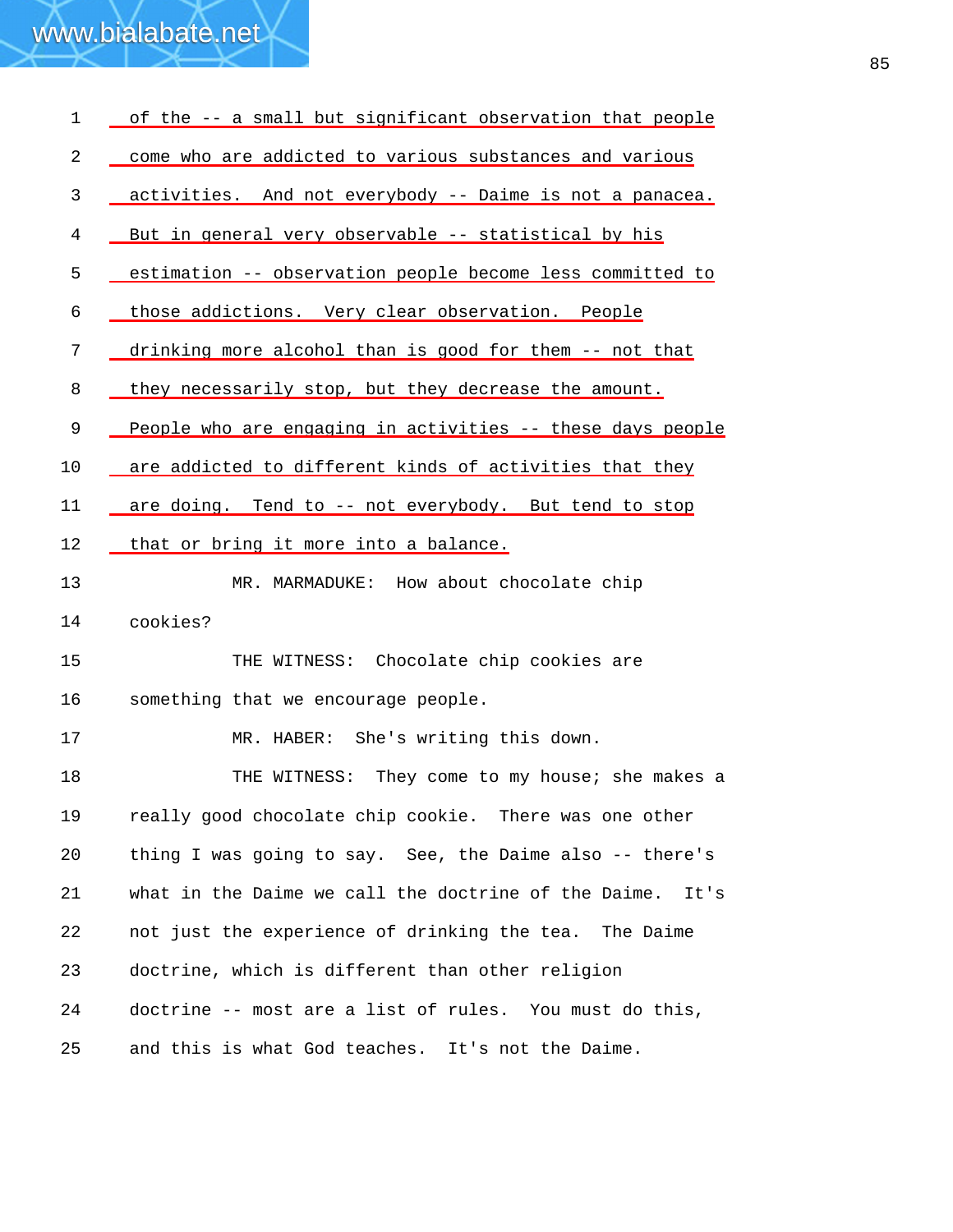1 of the -- a small but significant observation that people
2 come who are addicted to various substances and various
3 activities. And not everybody -- Daime is not a panacea.
4 But in general very observable -- statistical by his
5 estimation -- observation people become less committed to
6 those addictions. Very clear observation. People
7 drinking more alcohol than is good for them -- not that
8 they necessarily stop, but they decrease the amount.
9 People who are engaging in activities -- these days people
10 are addicted to different kinds of activities that they
11 are doing. Tend to -- not everybody. But tend to stop
12 that or bring it more into a balance.
13 MR. MARMADUKE: How about chocolate chip
14 cookies?
15 THE WITNESS: Chocolate chip cookies are
16 something that we encourage people.
17 MR. HABER: She's writing this down.
18 THE WITNESS: They come to my house; she makes a
19 really good chocolate chip cookie. There was one other
20 thing I was going to say. See, the Daime also -- there's
21 what in the Daime we call the doctrine of the Daime. It's
22 not just the experience of drinking the tea. The Daime
23 doctrine, which is different than other religion
24 doctrine -- most are a list of rules. You must do this,
25 and this is what God teaches. It's not the Daime.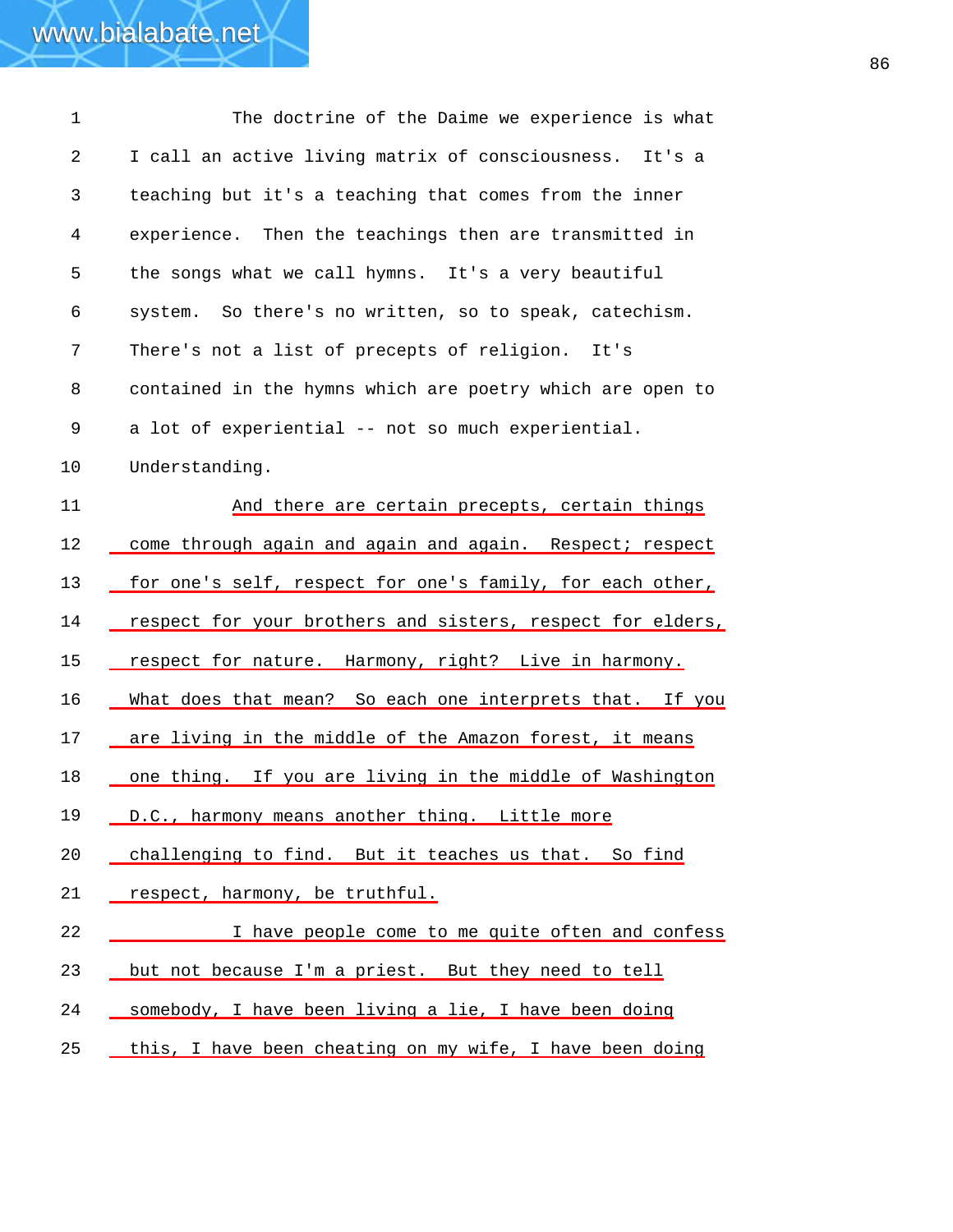The doctrine of the Daime we experience is what I call an active living matrix of consciousness. It's a teaching but it's a teaching that comes from the inner experience. Then the teachings then are transmitted in the songs what we call hymns. It's a very beautiful system. So there's no written, so to speak, catechism. There's not a list of precepts of religion. It's contained in the hymns which are poetry which are open to a lot of experiential -- not so much experiential. Understanding.

And there are certain precepts, certain things come through again and again and again. Respect; respect for one's self, respect for one's family, for each other, respect for your brothers and sisters, respect for elders, respect for nature. Harmony, right? Live in harmony. What does that mean? So each one interprets that. If you are living in the middle of the Amazon forest, it means one thing. If you are living in the middle of Washington D.C., harmony means another thing. Little more challenging to find. But it teaches us that. So find respect, harmony, be truthful.

I have people come to me quite often and confess but not because I'm a priest. But they need to tell somebody, I have been living a lie, I have been doing this, I have been cheating on my wife, I have been doing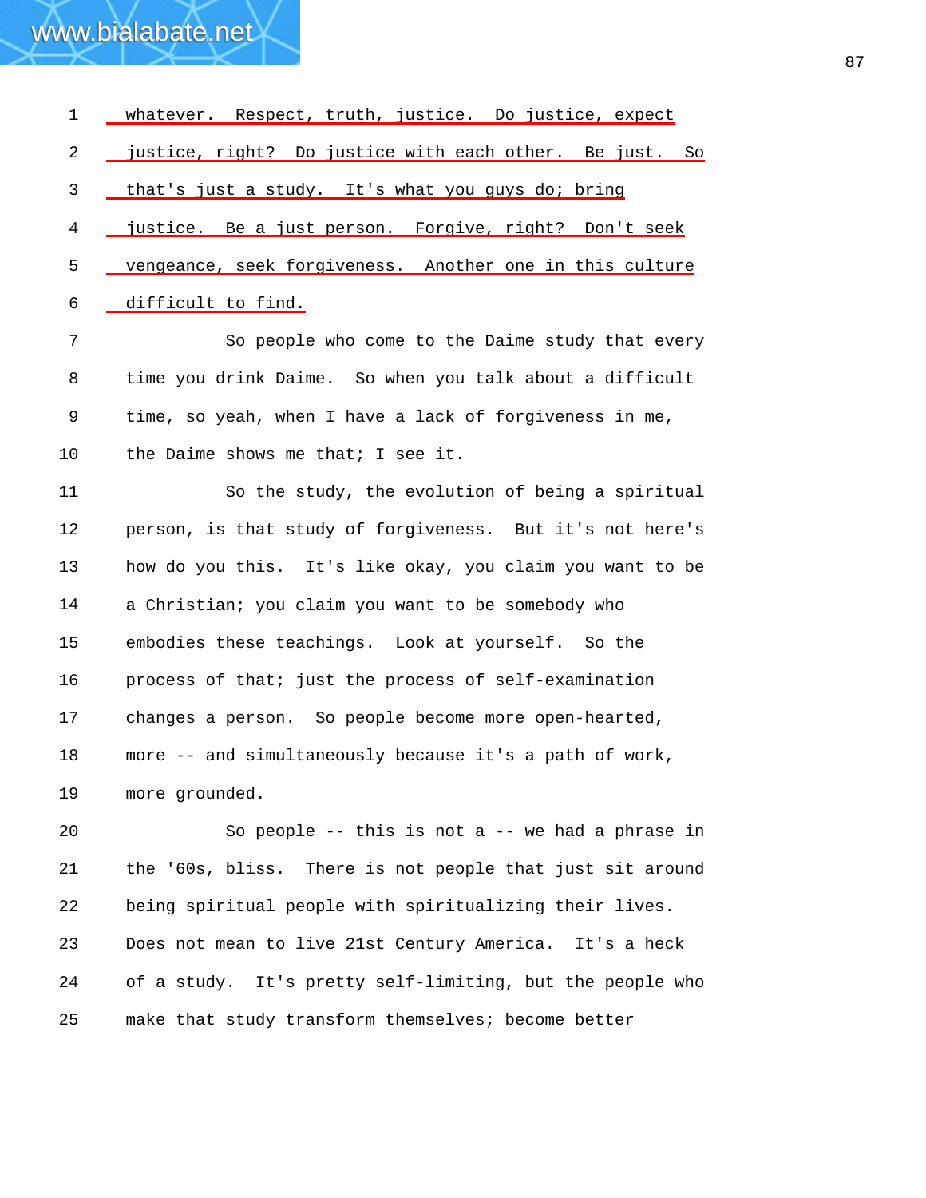whatever. Respect, truth, justice. Do justice, expect justice, right? Do justice with each other. Be just. So that's just a study. It's what you guys do; bring justice. Be a just person. Forgive, right? Don't seek vengeance, seek forgiveness. Another one in this culture difficult to find.

So people who come to the Daime study that every time you drink Daime. So when you talk about a difficult time, so yeah, when I have a lack of forgiveness in me, the Daime shows me that; I see it.

So the study, the evolution of being a spiritual person, is that study of forgiveness. But it's not here's how do you this. It's like okay, you claim you want to be a Christian; you claim you want to be somebody who embodies these teachings. Look at yourself. So the process of that; just the process of self-examination changes a person. So people become more open-hearted, more -- and simultaneously because it's a path of work, more grounded.

So people -- this is not a -- we had a phrase in the '60s, bliss. There is not people that just sit around being spiritual people with spiritualizing their lives. Does not mean to live 21st Century America. It's a heck of a study. It's pretty self-limiting, but the people who make that study transform themselves; become better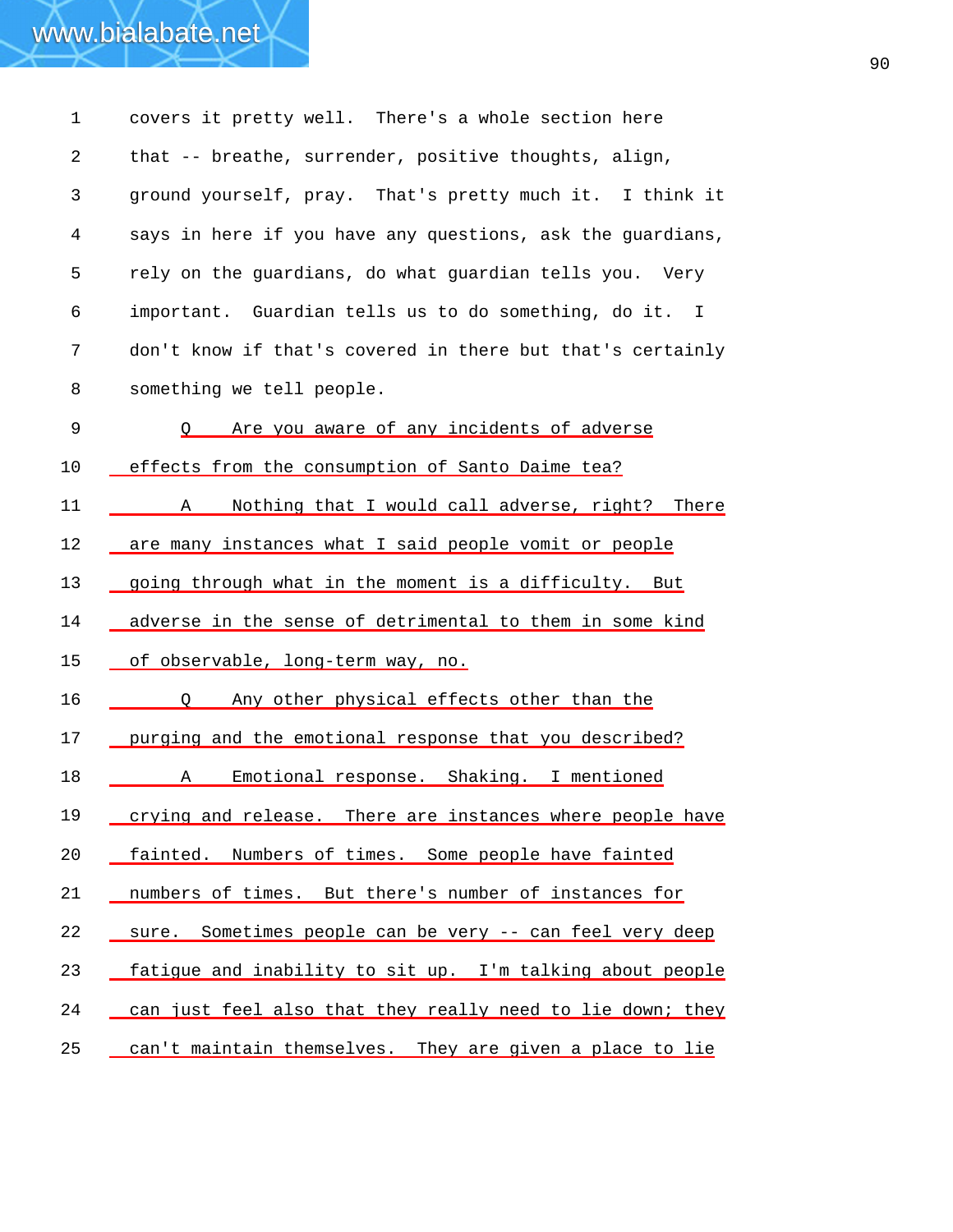covers it pretty well. There's a whole section here that -- breathe, surrender, positive thoughts, align, ground yourself, pray. That's pretty much it. I think it says in here if you have any questions, ask the guardians, rely on the guardians, do what guardian tells you. Very important. Guardian tells us to do something, do it. I don't know if that's covered in there but that's certainly something we tell people.

Q Are you aware of any incidents of adverse effects from the consumption of Santo Daime tea?

A Nothing that I would call adverse, right? There are many instances what I said people vomit or people going through what in the moment is a difficulty. But adverse in the sense of detrimental to them in some kind of observable, long-term way, no.

Q Any other physical effects other than the purging and the emotional response that you described?

A Emotional response. Shaking. I mentioned crying and release. There are instances where people have fainted. Numbers of times. Some people have fainted numbers of times. But there's number of instances for sure. Sometimes people can be very -- can feel very deep fatigue and inability to sit up. I'm talking about people can just feel also that they really need to lie down; they can't maintain themselves. They are given a place to lie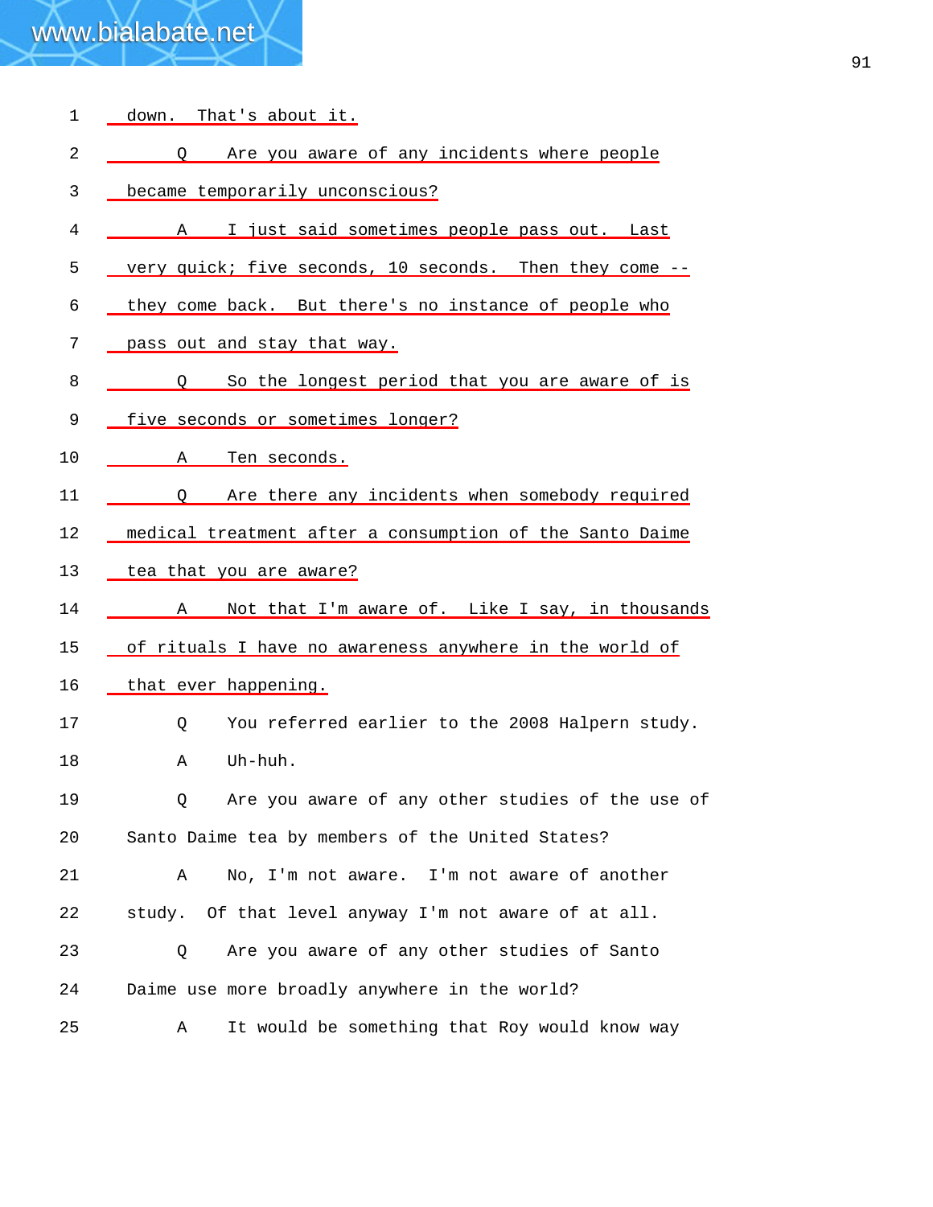1 down. That's about it.

2 Q Are you aware of any incidents where people

3 became temporarily unconscious?

4 A I just said sometimes people pass out. Last

5 very quick; five seconds, 10 seconds. Then they come --

6 they come back. But there's no instance of people who

7 pass out and stay that way.

8 Q So the longest period that you are aware of is

9 five seconds or sometimes longer?

10 A Ten seconds.

11 Q Are there any incidents when somebody required

12 medical treatment after a consumption of the Santo Daime

13 tea that you are aware?

14 A Not that I'm aware of. Like I say, in thousands

15 of rituals I have no awareness anywhere in the world of

16 that ever happening.

17 Q You referred earlier to the 2008 Halpern study.

18 A Uh-huh.

19 Q Are you aware of any other studies of the use of

20 Santo Daime tea by members of the United States?

21 A No, I'm not aware. I'm not aware of another

22 study. Of that level anyway I'm not aware of at all.

23 Q Are you aware of any other studies of Santo

24 Daime use more broadly anywhere in the world?

25 A It would be something that Roy would know way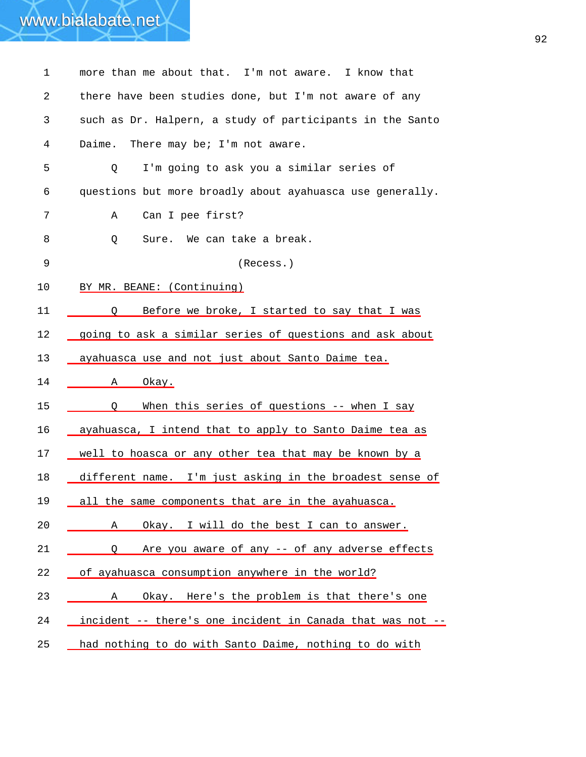1 more than me about that. I'm not aware. I know that

2 there have been studies done, but I'm not aware of any

3 such as Dr. Halpern, a study of participants in the Santo

4 Daime. There may be; I'm not aware.

5 Q I'm going to ask you a similar series of

6 questions but more broadly about ayahuasca use generally.

7 A Can I pee first?

8 Q Sure. We can take a break.

9 (Recess.)

10 BY MR. BEANE: (Continuing)

11 Q Before we broke, I started to say that I was

12 going to ask a similar series of questions and ask about

13 ayahuasca use and not just about Santo Daime tea.

14 A Okay.

15 Q When this series of questions -- when I say

16 ayahuasca, I intend that to apply to Santo Daime tea as

17 well to hoasca or any other tea that may be known by a

18 different name. I'm just asking in the broadest sense of

19 all the same components that are in the ayahuasca.

20 A Okay. I will do the best I can to answer.

21 Q Are you aware of any -- of any adverse effects

22 of ayahuasca consumption anywhere in the world?

23 A Okay. Here's the problem is that there's one

24 incident -- there's one incident in Canada that was not --

25 had nothing to do with Santo Daime, nothing to do with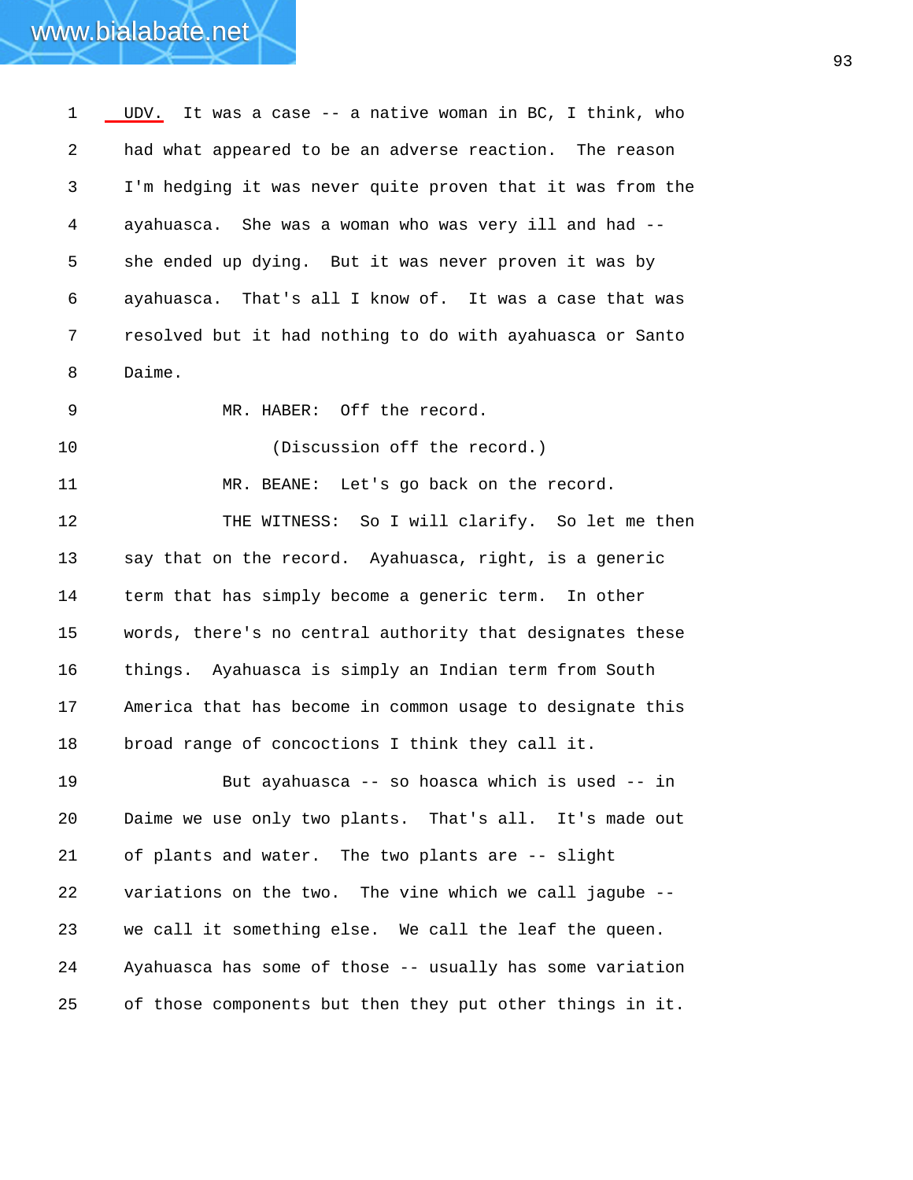UDV. It was a case -- a native woman in BC, I think, who had what appeared to be an adverse reaction. The reason I'm hedging it was never quite proven that it was from the ayahuasca. She was a woman who was very ill and had -- she ended up dying. But it was never proven it was by ayahuasca. That's all I know of. It was a case that was resolved but it had nothing to do with ayahuasca or Santo Daime.

MR. HABER: Off the record.

(Discussion off the record.)

MR. BEANE: Let's go back on the record.

THE WITNESS: So I will clarify. So let me then say that on the record. Ayahuasca, right, is a generic term that has simply become a generic term. In other words, there's no central authority that designates these things. Ayahuasca is simply an Indian term from South America that has become in common usage to designate this broad range of concoctions I think they call it.

But ayahuasca -- so hoasca which is used -- in Daime we use only two plants. That's all. It's made out of plants and water. The two plants are -- slight variations on the two. The vine which we call jagube -- we call it something else. We call the leaf the queen. Ayahuasca has some of those -- usually has some variation of those components but then they put other things in it.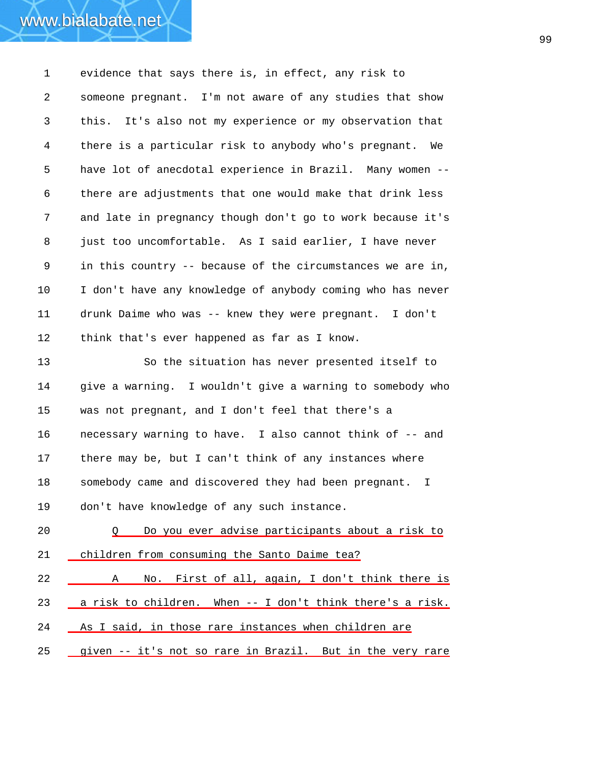evidence that says there is, in effect, any risk to someone pregnant. I'm not aware of any studies that show this. It's also not my experience or my observation that there is a particular risk to anybody who's pregnant. We have lot of anecdotal experience in Brazil. Many women -- there are adjustments that one would make that drink less and late in pregnancy though don't go to work because it's just too uncomfortable. As I said earlier, I have never in this country -- because of the circumstances we are in, I don't have any knowledge of anybody coming who has never drunk Daime who was -- knew they were pregnant. I don't think that's ever happened as far as I know.

So the situation has never presented itself to give a warning. I wouldn't give a warning to somebody who was not pregnant, and I don't feel that there's a necessary warning to have. I also cannot think of -- and there may be, but I can't think of any instances where somebody came and discovered they had been pregnant. I don't have knowledge of any such instance.

Q Do you ever advise participants about a risk to children from consuming the Santo Daime tea?

A No. First of all, again, I don't think there is a risk to children. When -- I don't think there's a risk. As I said, in those rare instances when children are given -- it's not so rare in Brazil. But in the very rare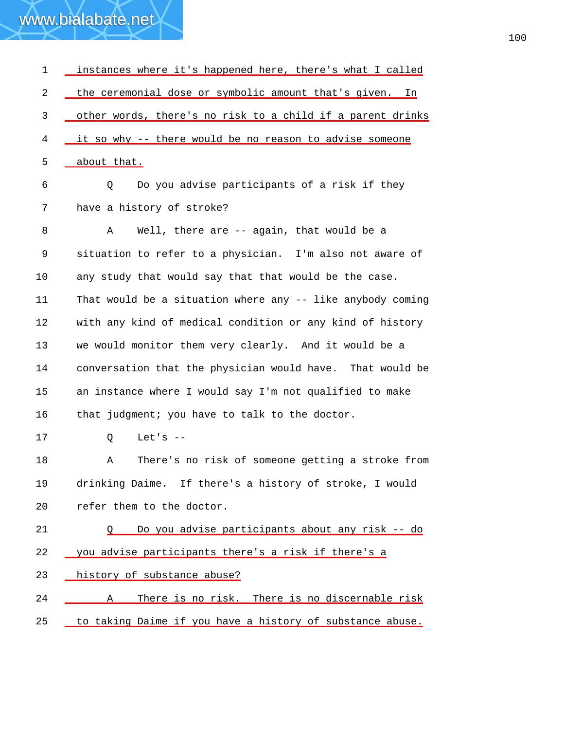1 instances where it's happened here, there's what I called

2 the ceremonial dose or symbolic amount that's given. In

3 other words, there's no risk to a child if a parent drinks

4 it so why -- there would be no reason to advise someone

5 about that.

6 Q Do you advise participants of a risk if they

7 have a history of stroke?

8 A Well, there are -- again, that would be a

9 situation to refer to a physician. I'm also not aware of

10 any study that would say that that would be the case.

11 That would be a situation where any -- like anybody coming

12 with any kind of medical condition or any kind of history

13 we would monitor them very clearly. And it would be a

14 conversation that the physician would have. That would be

15 an instance where I would say I'm not qualified to make

16 that judgment; you have to talk to the doctor.

17 Q Let's --

18 A There's no risk of someone getting a stroke from

19 drinking Daime. If there's a history of stroke, I would

20 refer them to the doctor.

21 Q Do you advise participants about any risk -- do

22 you advise participants there's a risk if there's a

23 history of substance abuse?

24 A There is no risk. There is no discernable risk

25 to taking Daime if you have a history of substance abuse.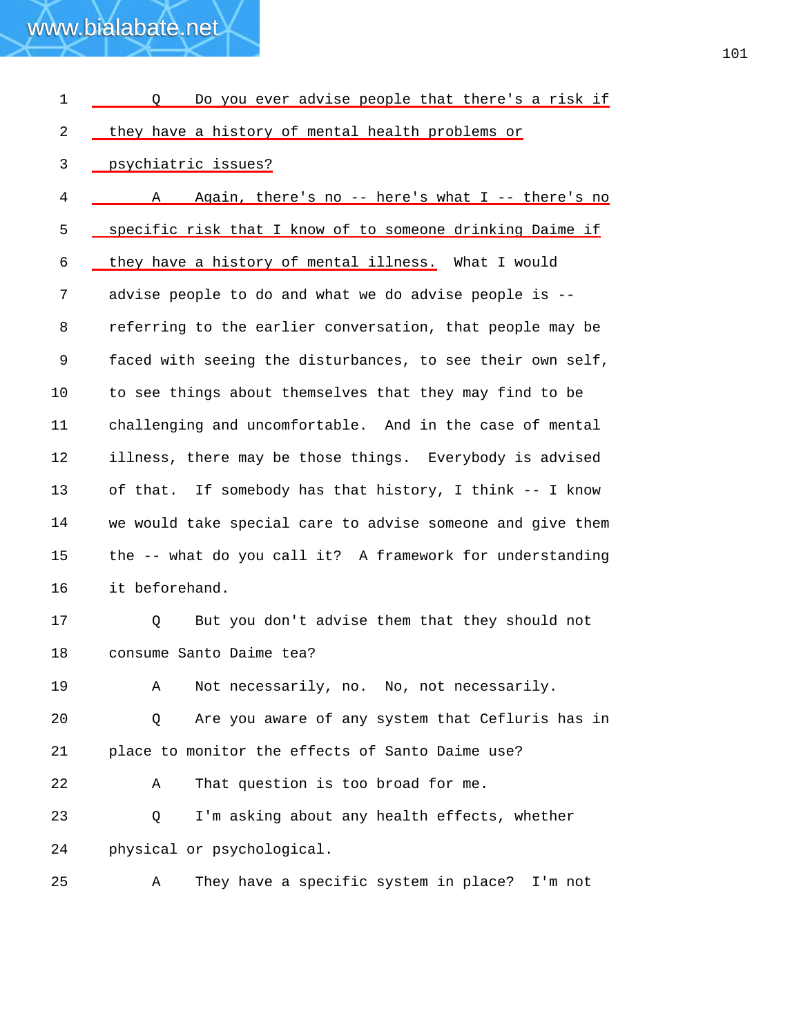1 Q Do you ever advise people that there's a risk if

2 they have a history of mental health problems or

3 psychiatric issues?

4 A Again, there's no -- here's what I -- there's no

5 specific risk that I know of to someone drinking Daime if

6 they have a history of mental illness. What I would

7 advise people to do and what we do advise people is --

8 referring to the earlier conversation, that people may be

9 faced with seeing the disturbances, to see their own self,

10 to see things about themselves that they may find to be

11 challenging and uncomfortable. And in the case of mental

12 illness, there may be those things. Everybody is advised

13 of that. If somebody has that history, I think -- I know

14 we would take special care to advise someone and give them

15 the -- what do you call it? A framework for understanding

16 it beforehand.

17 Q But you don't advise them that they should not

18 consume Santo Daime tea?

19 A Not necessarily, no. No, not necessarily.

20 Q Are you aware of any system that Cefluris has in

21 place to monitor the effects of Santo Daime use?

22 A That question is too broad for me.

23 Q I'm asking about any health effects, whether

24 physical or psychological.

25 A They have a specific system in place? I'm not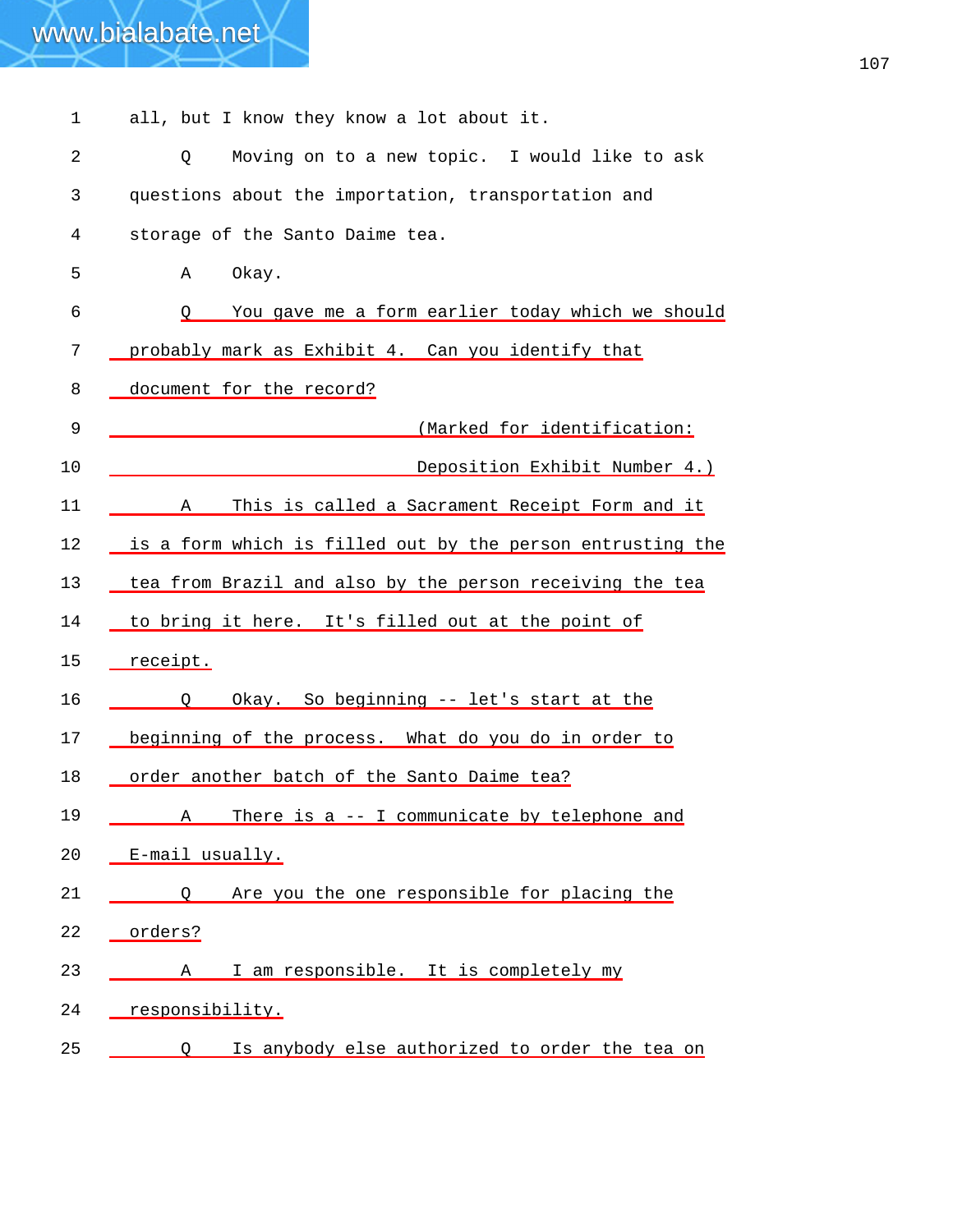1 all, but I know they know a lot about it.

2 Q Moving on to a new topic. I would like to ask

3 questions about the importation, transportation and

4 storage of the Santo Daime tea.

5 A Okay.

6 Q You gave me a form earlier today which we should

7 probably mark as Exhibit 4. Can you identify that

8 document for the record?

9 (Marked for identification:

10 Deposition Exhibit Number 4.)

11 A This is called a Sacrament Receipt Form and it

12 is a form which is filled out by the person entrusting the

13 tea from Brazil and also by the person receiving the tea

14 to bring it here. It's filled out at the point of

15 receipt.

16 Q Okay. So beginning -- let's start at the

17 beginning of the process. What do you do in order to

18 order another batch of the Santo Daime tea?

19 A There is a -- I communicate by telephone and

20 E-mail usually.

21 Q Are you the one responsible for placing the

22 orders?

23 A I am responsible. It is completely my

24 responsibility.

25 Q Is anybody else authorized to order the tea on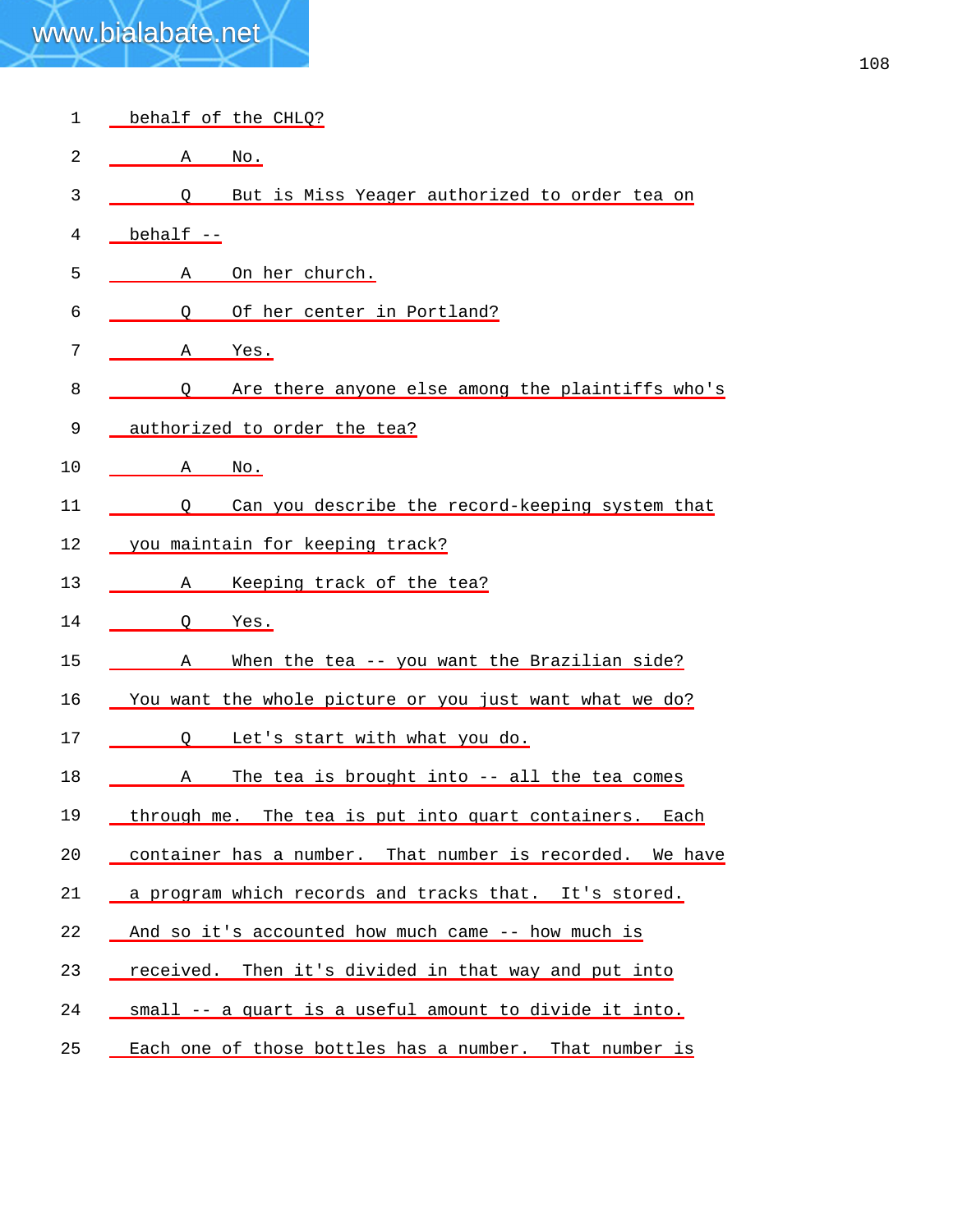1 behalf of the CHLQ?

2 A No.

3 Q But is Miss Yeager authorized to order tea on

4 behalf --

5 A On her church.

6 Q Of her center in Portland?

7 A Yes.

8 Q Are there anyone else among the plaintiffs who's

9 authorized to order the tea?

10 A No.

11 Q Can you describe the record-keeping system that

12 you maintain for keeping track?

13 A Keeping track of the tea?

14 Q Yes.

15 A When the tea -- you want the Brazilian side?

16 You want the whole picture or you just want what we do?

17 Q Let's start with what you do.

18 A The tea is brought into -- all the tea comes

19 through me. The tea is put into quart containers. Each

20 container has a number. That number is recorded. We have

21 a program which records and tracks that. It's stored.

22 And so it's accounted how much came -- how much is

23 received. Then it's divided in that way and put into

24 small -- a quart is a useful amount to divide it into.

25 Each one of those bottles has a number. That number is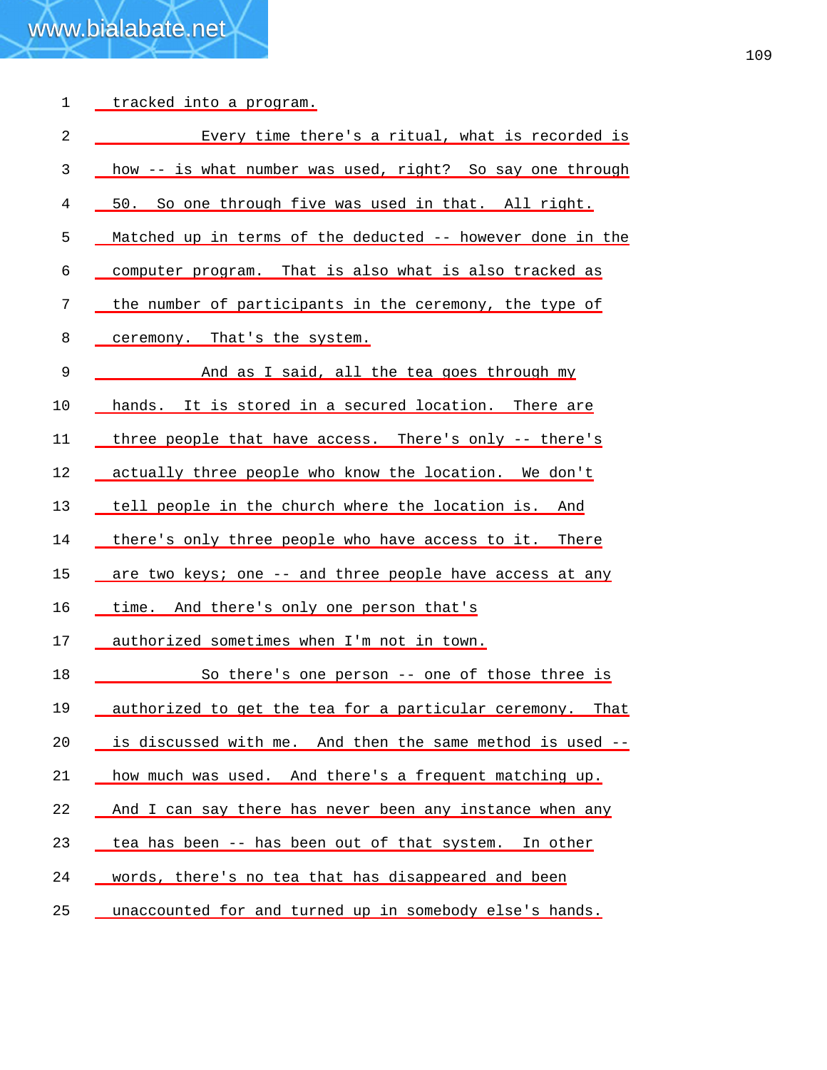1 tracked into a program.

2 Every time there's a ritual, what is recorded is

3 how -- is what number was used, right? So say one through

4 50. So one through five was used in that. All right.

5 Matched up in terms of the deducted -- however done in the

6 computer program. That is also what is also tracked as

7 the number of participants in the ceremony, the type of

8 ceremony. That's the system.

9 And as I said, all the tea goes through my

10 hands. It is stored in a secured location. There are

11 three people that have access. There's only -- there's

12 actually three people who know the location. We don't

13 tell people in the church where the location is. And

14 there's only three people who have access to it. There

15 are two keys; one -- and three people have access at any

16 time. And there's only one person that's

17 authorized sometimes when I'm not in town.

18 So there's one person -- one of those three is

19 authorized to get the tea for a particular ceremony. That

20 is discussed with me. And then the same method is used --

21 how much was used. And there's a frequent matching up.

22 And I can say there has never been any instance when any

23 tea has been -- has been out of that system. In other

24 words, there's no tea that has disappeared and been

25 unaccounted for and turned up in somebody else's hands.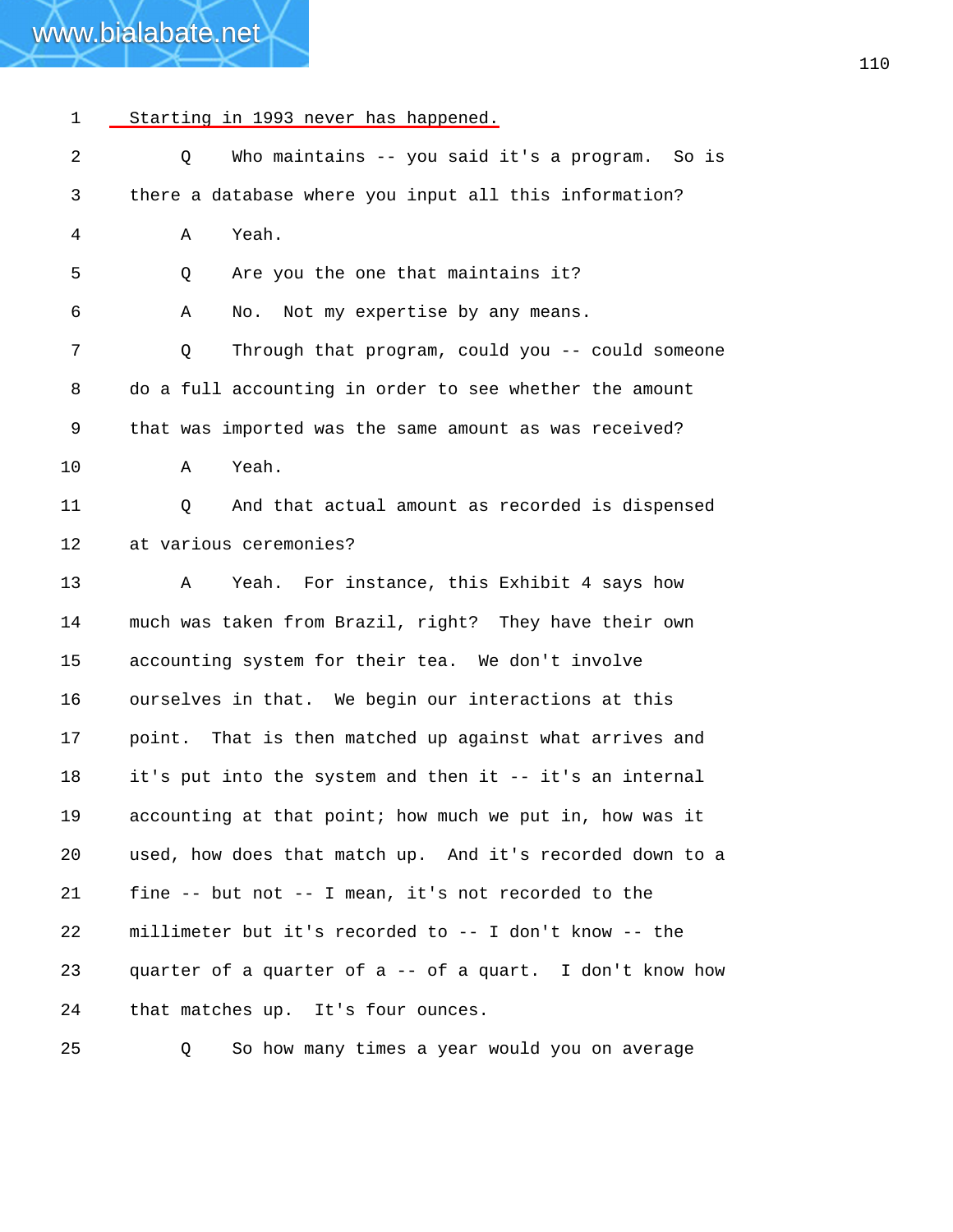1 Starting in 1993 never has happened.

2 Q Who maintains -- you said it's a program. So is

3 there a database where you input all this information?

4 A Yeah.

5 Q Are you the one that maintains it?

6 A No. Not my expertise by any means.

7 Q Through that program, could you -- could someone

8 do a full accounting in order to see whether the amount

9 that was imported was the same amount as was received?

10 A Yeah.

11 Q And that actual amount as recorded is dispensed

12 at various ceremonies?

13 A Yeah. For instance, this Exhibit 4 says how

14 much was taken from Brazil, right? They have their own

15 accounting system for their tea. We don't involve

16 ourselves in that. We begin our interactions at this

17 point. That is then matched up against what arrives and

18 it's put into the system and then it -- it's an internal

19 accounting at that point; how much we put in, how was it

20 used, how does that match up. And it's recorded down to a

21 fine -- but not -- I mean, it's not recorded to the

22 millimeter but it's recorded to -- I don't know -- the

23 quarter of a quarter of a -- of a quart. I don't know how

24 that matches up. It's four ounces.

25 Q So how many times a year would you on average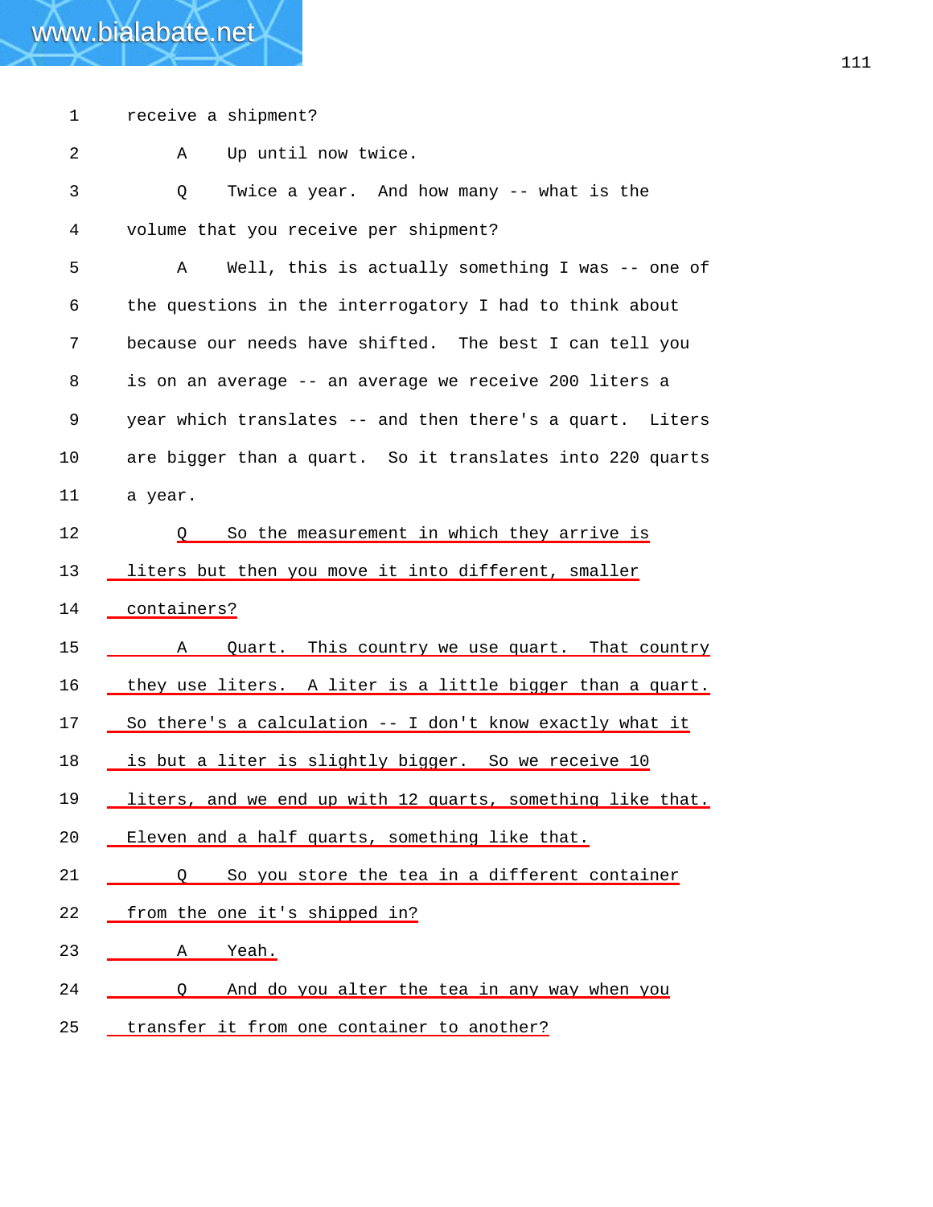1 receive a shipment?

2 A Up until now twice.

3 Q Twice a year. And how many -- what is the

4 volume that you receive per shipment?

5 A Well, this is actually something I was -- one of

6 the questions in the interrogatory I had to think about

7 because our needs have shifted. The best I can tell you

8 is on an average -- an average we receive 200 liters a

9 year which translates -- and then there's a quart. Liters

10 are bigger than a quart. So it translates into 220 quarts

11 a year.

12 Q So the measurement in which they arrive is

13 liters but then you move it into different, smaller

14 containers?

15 A Quart. This country we use quart. That country

16 they use liters. A liter is a little bigger than a quart.

17 So there's a calculation -- I don't know exactly what it

18 is but a liter is slightly bigger. So we receive 10

19 liters, and we end up with 12 quarts, something like that.

20 Eleven and a half quarts, something like that.

21 Q So you store the tea in a different container

22 from the one it's shipped in?

23 A Yeah.

24 Q And do you alter the tea in any way when you

25 transfer it from one container to another?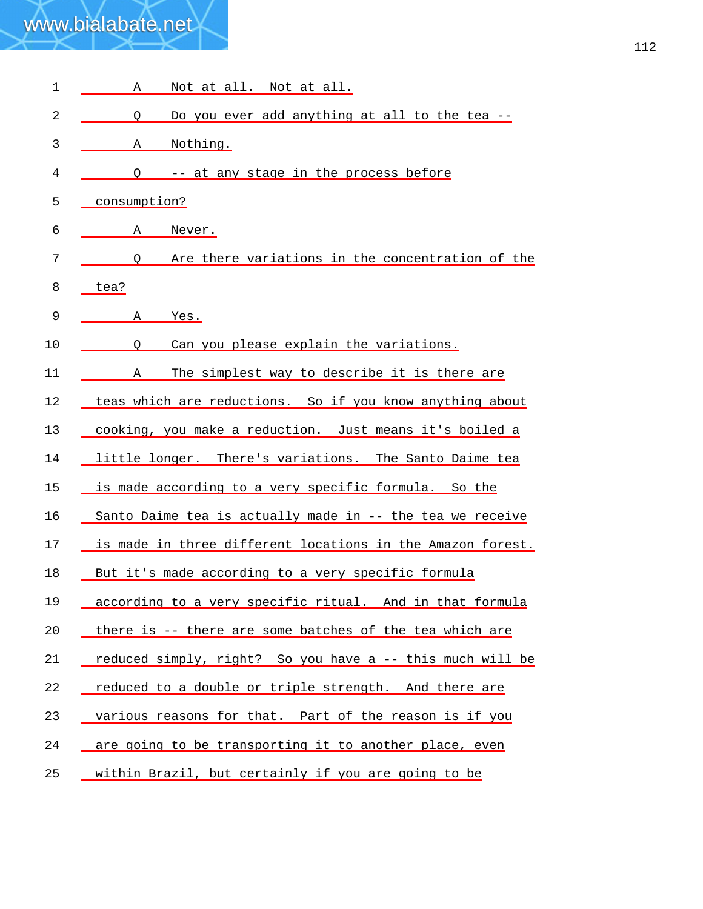1 A Not at all. Not at all.

2 Q Do you ever add anything at all to the tea --

3 A Nothing.

4 Q -- at any stage in the process before

5 consumption?

6 A Never.

7 Q Are there variations in the concentration of the

8 tea?

9 A Yes.

10 Q Can you please explain the variations.

11 A The simplest way to describe it is there are

12 teas which are reductions. So if you know anything about

13 cooking, you make a reduction. Just means it's boiled a

14 little longer. There's variations. The Santo Daime tea

15 is made according to a very specific formula. So the

16 Santo Daime tea is actually made in -- the tea we receive

17 is made in three different locations in the Amazon forest.

18 But it's made according to a very specific formula

19 according to a very specific ritual. And in that formula

20 there is -- there are some batches of the tea which are

21 reduced simply, right? So you have a -- this much will be

22 reduced to a double or triple strength. And there are

23 various reasons for that. Part of the reason is if you

24 are going to be transporting it to another place, even

25 within Brazil, but certainly if you are going to be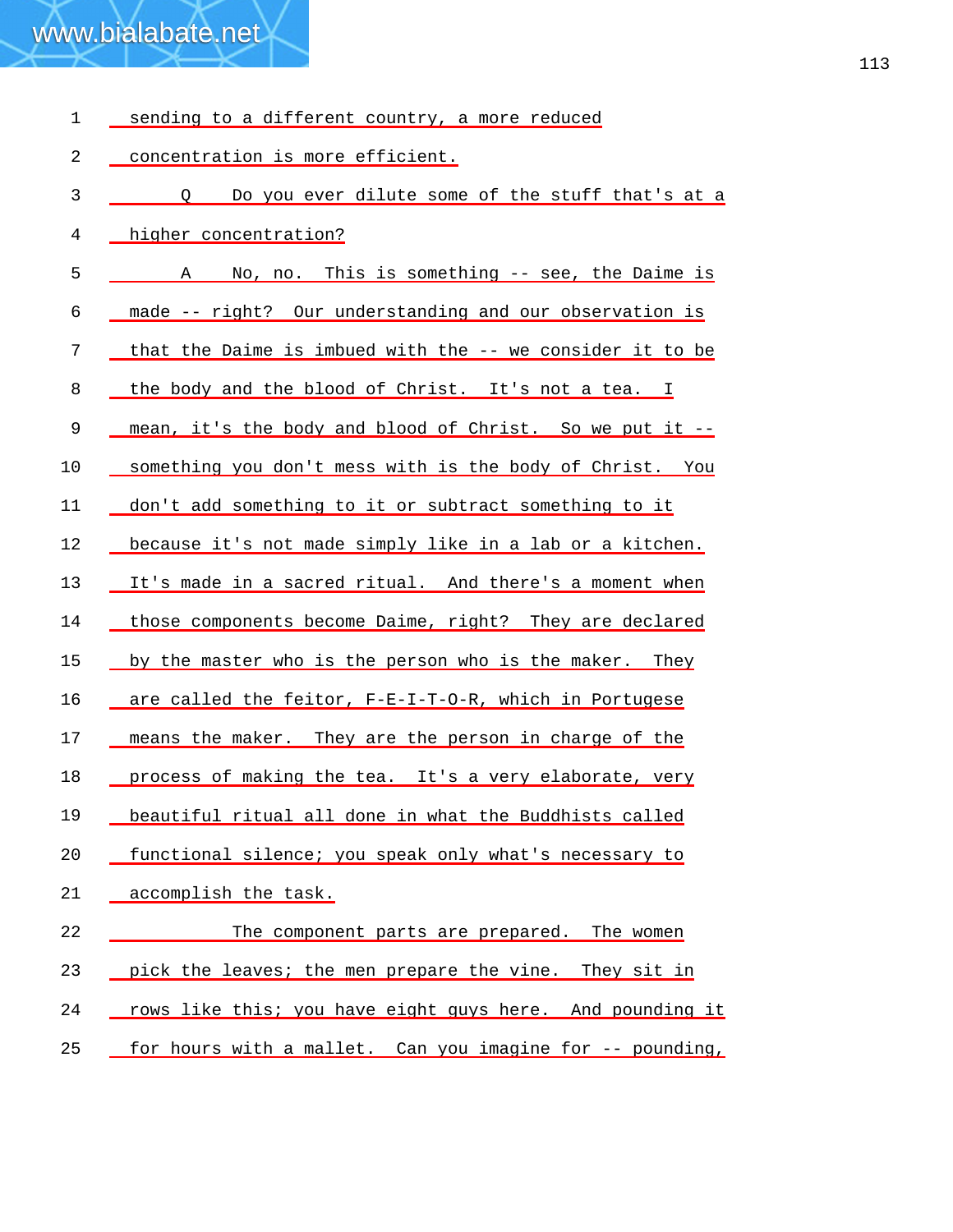sending to a different country, a more reduced concentration is more efficient.

Q Do you ever dilute some of the stuff that's at a higher concentration?

A No, no. This is something -- see, the Daime is made -- right? Our understanding and our observation is that the Daime is imbued with the -- we consider it to be the body and the blood of Christ. It's not a tea. I mean, it's the body and blood of Christ. So we put it -- something you don't mess with is the body of Christ. You don't add something to it or subtract something to it because it's not made simply like in a lab or a kitchen. It's made in a sacred ritual. And there's a moment when those components become Daime, right? They are declared by the master who is the person who is the maker. They are called the feitor, F-E-I-T-O-R, which in Portugese means the maker. They are the person in charge of the process of making the tea. It's a very elaborate, very beautiful ritual all done in what the Buddhists called functional silence; you speak only what's necessary to accomplish the task.

The component parts are prepared. The women pick the leaves; the men prepare the vine. They sit in rows like this; you have eight guys here. And pounding it for hours with a mallet. Can you imagine for -- pounding,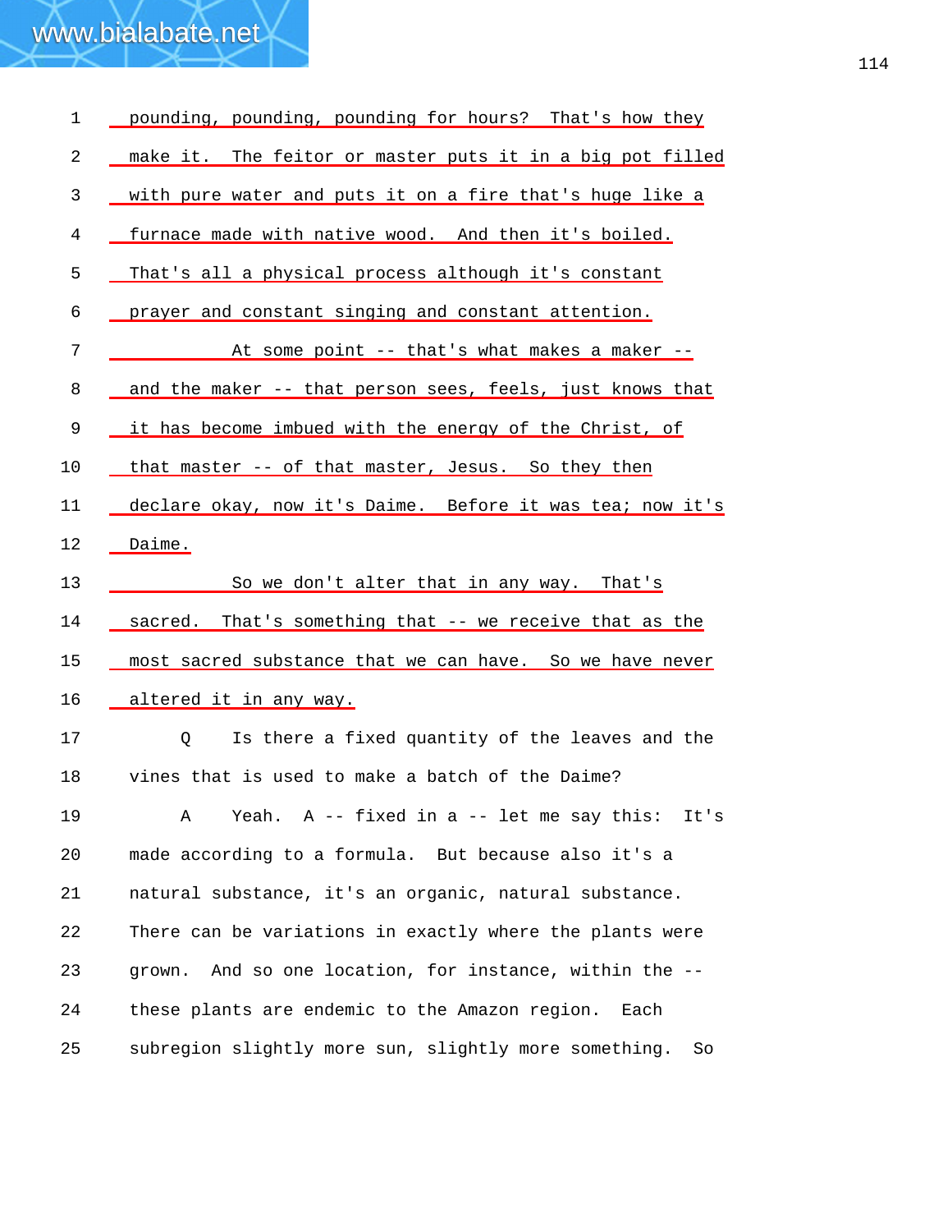pounding, pounding, pounding for hours? That's how they make it. The feitor or master puts it in a big pot filled with pure water and puts it on a fire that's huge like a furnace made with native wood. And then it's boiled. That's all a physical process although it's constant prayer and constant singing and constant attention.

At some point -- that's what makes a maker -- and the maker -- that person sees, feels, just knows that it has become imbued with the energy of the Christ, of that master -- of that master, Jesus. So they then declare okay, now it's Daime. Before it was tea; now it's Daime.

So we don't alter that in any way. That's sacred. That's something that -- we receive that as the most sacred substance that we can have. So we have never altered it in any way.

Q Is there a fixed quantity of the leaves and the vines that is used to make a batch of the Daime?

A Yeah. A -- fixed in a -- let me say this: It's made according to a formula. But because also it's a natural substance, it's an organic, natural substance. There can be variations in exactly where the plants were grown. And so one location, for instance, within the -- these plants are endemic to the Amazon region. Each subregion slightly more sun, slightly more something. So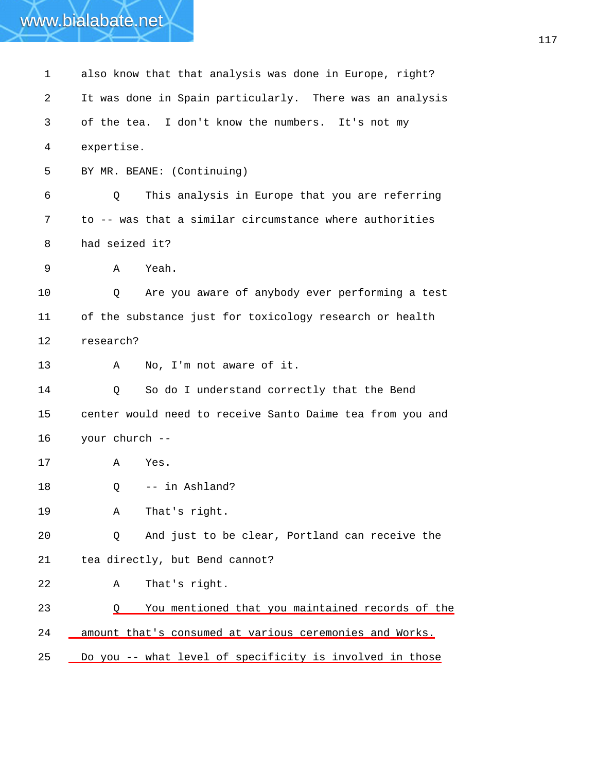1 also know that that analysis was done in Europe, right?

2 It was done in Spain particularly. There was an analysis

3 of the tea. I don't know the numbers. It's not my

4 expertise.

5 BY MR. BEANE: (Continuing)

6 Q This analysis in Europe that you are referring

7 to -- was that a similar circumstance where authorities

8 had seized it?

9 A Yeah.

10 Q Are you aware of anybody ever performing a test

11 of the substance just for toxicology research or health

12 research?

13 A No, I'm not aware of it.

14 Q So do I understand correctly that the Bend

15 center would need to receive Santo Daime tea from you and

16 your church --

17 A Yes.

18 Q -- in Ashland?

19 A That's right.

20 Q And just to be clear, Portland can receive the

21 tea directly, but Bend cannot?

22 A That's right.

23 Q You mentioned that you maintained records of the

24 amount that's consumed at various ceremonies and Works.

25 Do you -- what level of specificity is involved in those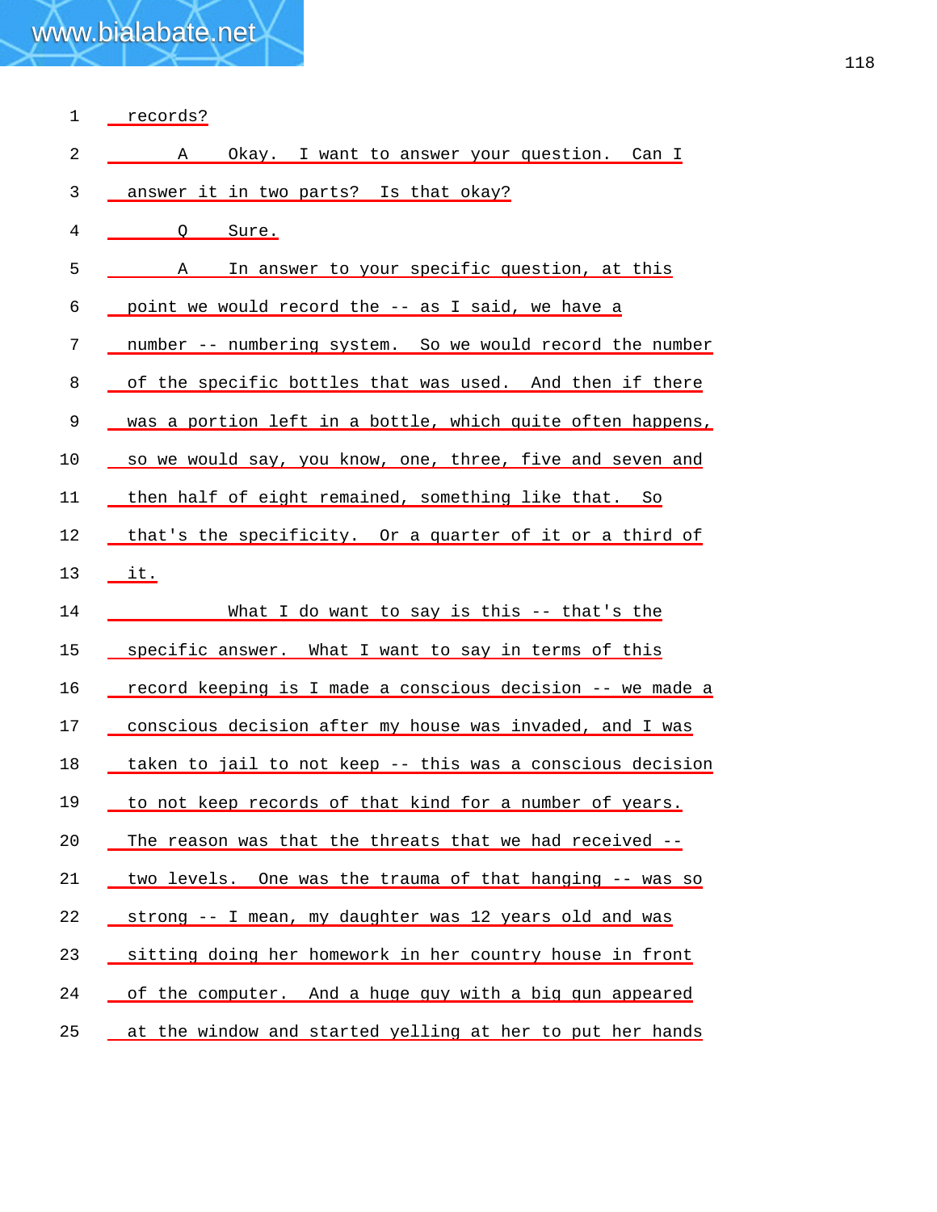records?

A Okay. I want to answer your question. Can I answer it in two parts? Is that okay?

Q Sure.

A In answer to your specific question, at this point we would record the -- as I said, we have a number -- numbering system. So we would record the number of the specific bottles that was used. And then if there was a portion left in a bottle, which quite often happens, so we would say, you know, one, three, five and seven and then half of eight remained, something like that. So that's the specificity. Or a quarter of it or a third of it.

What I do want to say is this -- that's the specific answer. What I want to say in terms of this record keeping is I made a conscious decision -- we made a conscious decision after my house was invaded, and I was taken to jail to not keep -- this was a conscious decision to not keep records of that kind for a number of years. The reason was that the threats that we had received -- two levels. One was the trauma of that hanging -- was so strong -- I mean, my daughter was 12 years old and was sitting doing her homework in her country house in front of the computer. And a huge guy with a big gun appeared at the window and started yelling at her to put her hands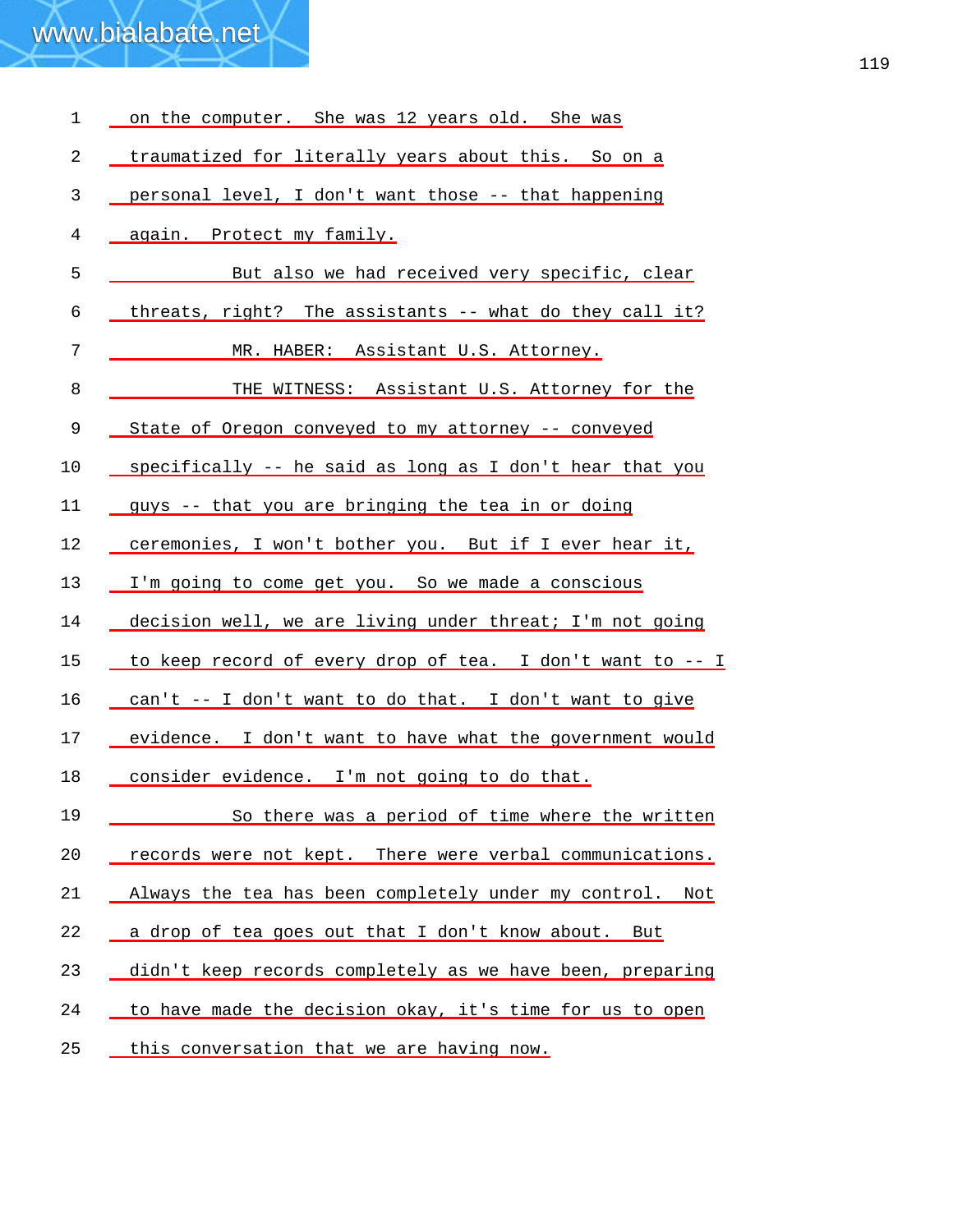1 on the computer. She was 12 years old. She was

2 traumatized for literally years about this. So on a

3 personal level, I don't want those -- that happening

4 again. Protect my family.

5 But also we had received very specific, clear

6 threats, right? The assistants -- what do they call it?

7 MR. HABER: Assistant U.S. Attorney.

8 THE WITNESS: Assistant U.S. Attorney for the

9 State of Oregon conveyed to my attorney -- conveyed

10 specifically -- he said as long as I don't hear that you

11 guys -- that you are bringing the tea in or doing

12 ceremonies, I won't bother you. But if I ever hear it,

13 I'm going to come get you. So we made a conscious

14 decision well, we are living under threat; I'm not going

15 to keep record of every drop of tea. I don't want to -- I

16 can't -- I don't want to do that. I don't want to give

17 evidence. I don't want to have what the government would

18 consider evidence. I'm not going to do that.

19 So there was a period of time where the written

20 records were not kept. There were verbal communications.

21 Always the tea has been completely under my control. Not

22 a drop of tea goes out that I don't know about. But

23 didn't keep records completely as we have been, preparing

24 to have made the decision okay, it's time for us to open

25 this conversation that we are having now.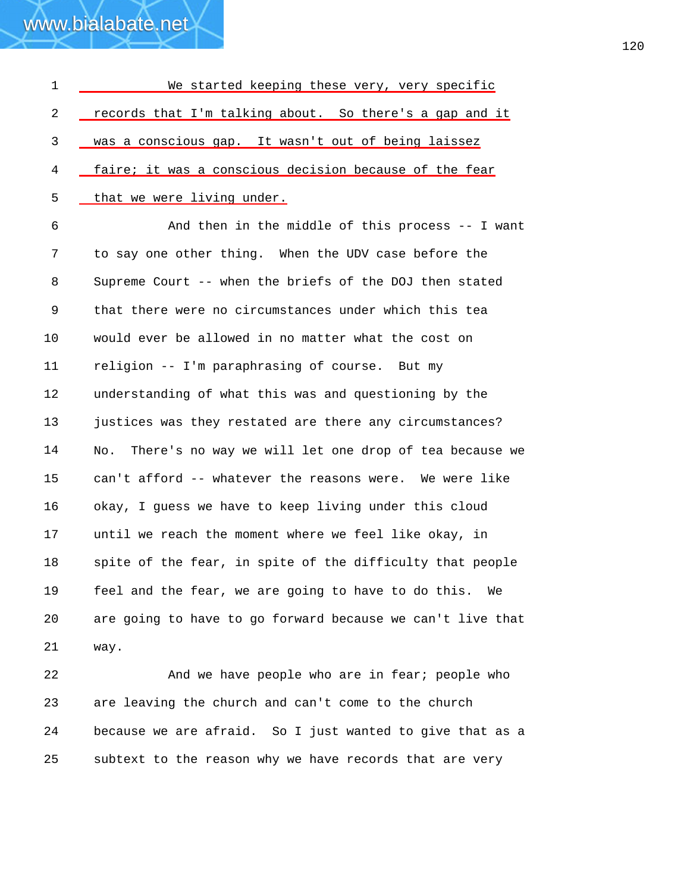We started keeping these very, very specific records that I'm talking about. So there's a gap and it was a conscious gap. It wasn't out of being laissez faire; it was a conscious decision because of the fear that we were living under.

And then in the middle of this process -- I want to say one other thing. When the UDV case before the Supreme Court -- when the briefs of the DOJ then stated that there were no circumstances under which this tea would ever be allowed in no matter what the cost on religion -- I'm paraphrasing of course. But my understanding of what this was and questioning by the justices was they restated are there any circumstances? No. There's no way we will let one drop of tea because we can't afford -- whatever the reasons were. We were like okay, I guess we have to keep living under this cloud until we reach the moment where we feel like okay, in spite of the fear, in spite of the difficulty that people feel and the fear, we are going to have to do this. We are going to have to go forward because we can't live that way.

And we have people who are in fear; people who are leaving the church and can't come to the church because we are afraid. So I just wanted to give that as a subtext to the reason why we have records that are very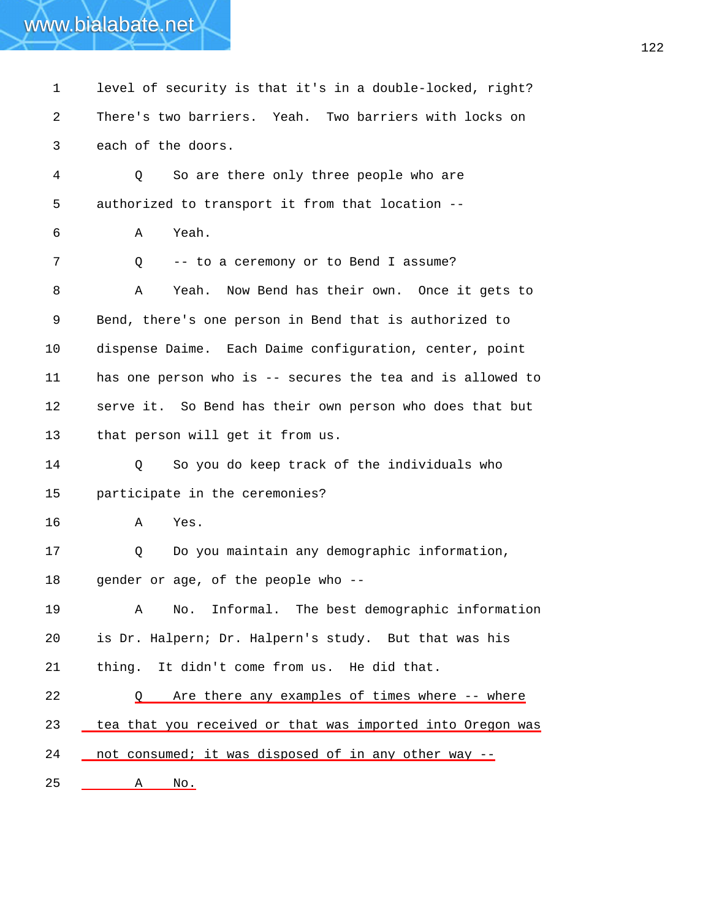1 level of security is that it's in a double-locked, right?

2 There's two barriers. Yeah. Two barriers with locks on

3 each of the doors.

4 Q So are there only three people who are

5 authorized to transport it from that location --

6 A Yeah.

7 Q -- to a ceremony or to Bend I assume?

8 A Yeah. Now Bend has their own. Once it gets to

9 Bend, there's one person in Bend that is authorized to

10 dispense Daime. Each Daime configuration, center, point

11 has one person who is -- secures the tea and is allowed to

12 serve it. So Bend has their own person who does that but

13 that person will get it from us.

14 Q So you do keep track of the individuals who

15 participate in the ceremonies?

16 A Yes.

17 Q Do you maintain any demographic information,

18 gender or age, of the people who --

19 A No. Informal. The best demographic information

20 is Dr. Halpern; Dr. Halpern's study. But that was his

21 thing. It didn't come from us. He did that.

22 Q Are there any examples of times where -- where

23 tea that you received or that was imported into Oregon was

24 not consumed; it was disposed of in any other way --

25 A No.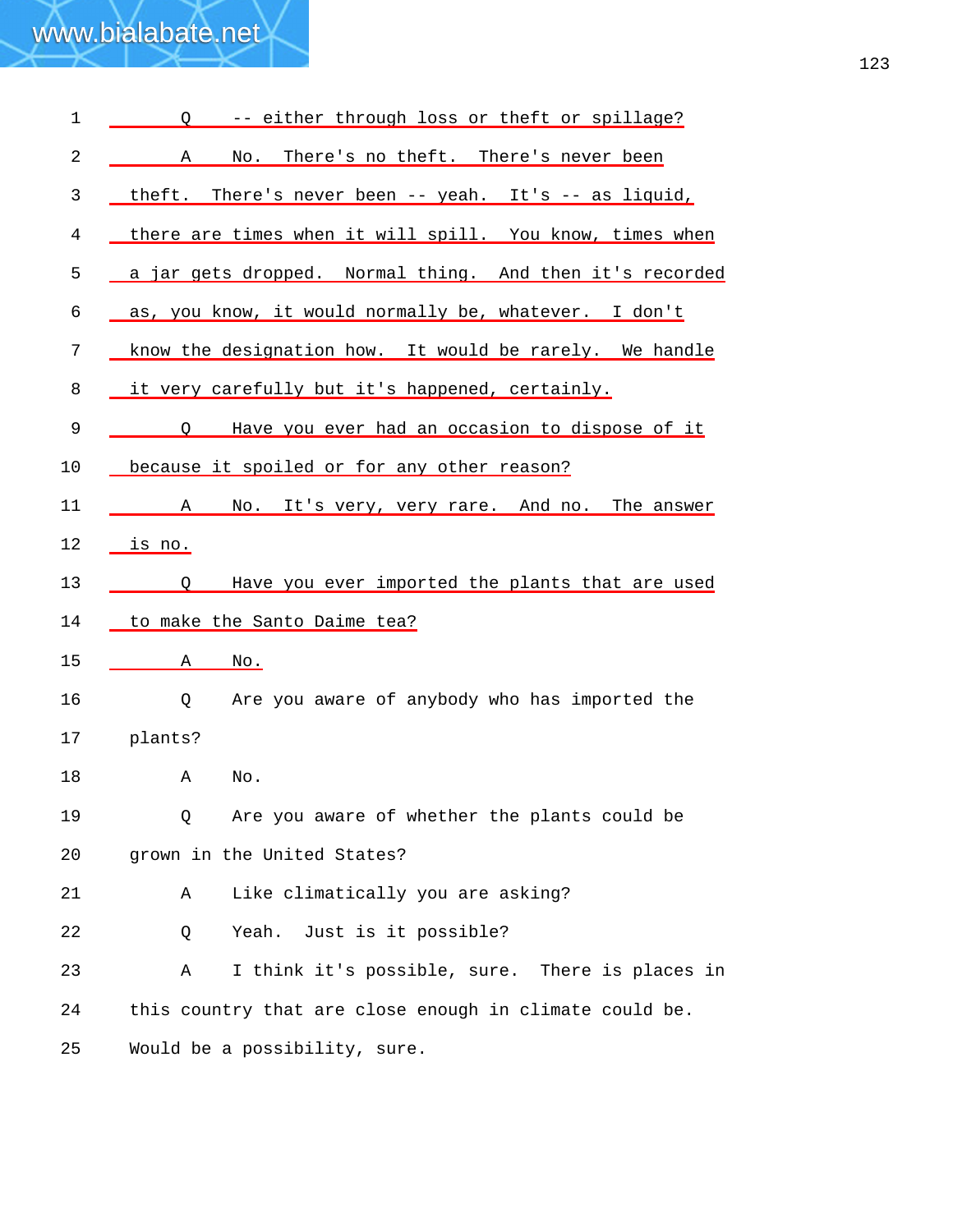Q -- either through loss or theft or spillage?

A No. There's no theft. There's never been theft. There's never been -- yeah. It's -- as liquid, there are times when it will spill. You know, times when a jar gets dropped. Normal thing. And then it's recorded as, you know, it would normally be, whatever. I don't know the designation how. It would be rarely. We handle it very carefully but it's happened, certainly.

Q Have you ever had an occasion to dispose of it because it spoiled or for any other reason?

A No. It's very, very rare. And no. The answer is no.

Q Have you ever imported the plants that are used to make the Santo Daime tea?

A No.

Q Are you aware of anybody who has imported the plants?

A No.

Q Are you aware of whether the plants could be grown in the United States?

A Like climatically you are asking?

Q Yeah. Just is it possible?

A I think it's possible, sure. There is places in this country that are close enough in climate could be. Would be a possibility, sure.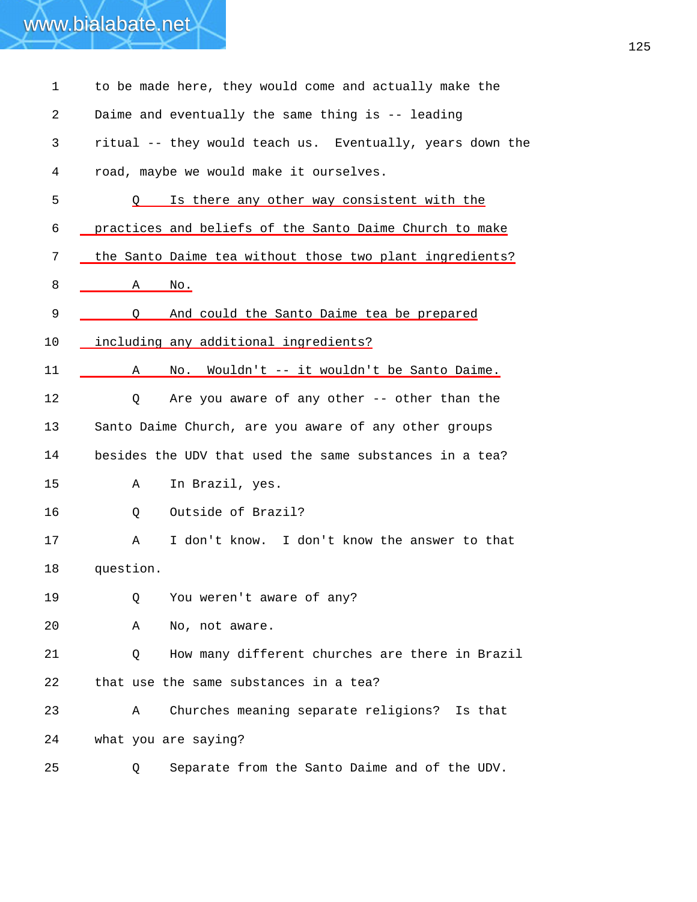1 to be made here, they would come and actually make the

2 Daime and eventually the same thing is -- leading

3 ritual -- they would teach us. Eventually, years down the

4 road, maybe we would make it ourselves.

5 Q Is there any other way consistent with the

6 practices and beliefs of the Santo Daime Church to make

7 the Santo Daime tea without those two plant ingredients?

8 A No.

9 Q And could the Santo Daime tea be prepared

10 including any additional ingredients?

11 A No. Wouldn't -- it wouldn't be Santo Daime.

12 Q Are you aware of any other -- other than the

13 Santo Daime Church, are you aware of any other groups

14 besides the UDV that used the same substances in a tea?

15 A In Brazil, yes.

16 Q Outside of Brazil?

17 A I don't know. I don't know the answer to that

18 question.

19 Q You weren't aware of any?

20 A No, not aware.

21 Q How many different churches are there in Brazil

22 that use the same substances in a tea?

23 A Churches meaning separate religions? Is that

24 what you are saying?

25 Q Separate from the Santo Daime and of the UDV.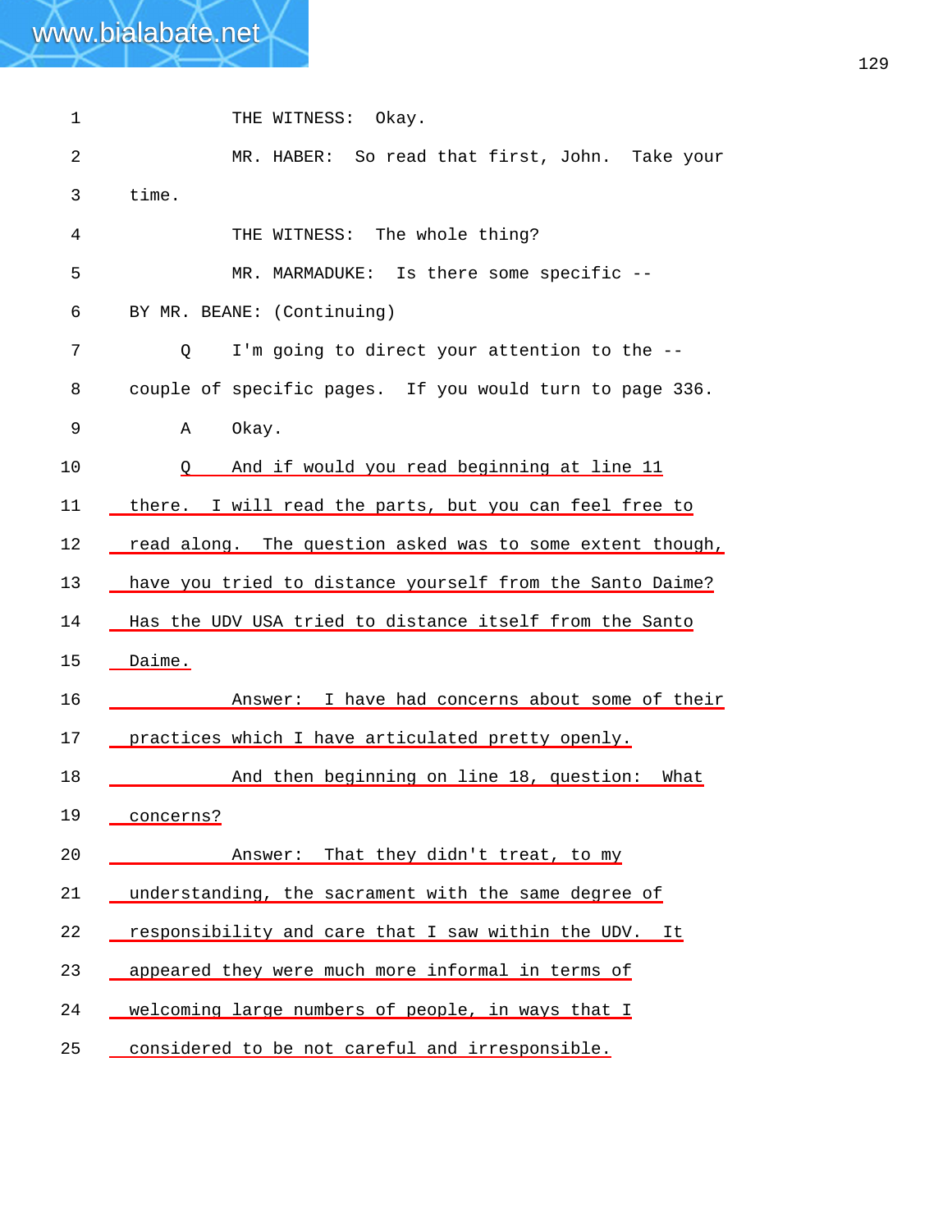1 THE WITNESS: Okay.

2 MR. HABER: So read that first, John. Take your

3 time.

4 THE WITNESS: The whole thing?

5 MR. MARMADUKE: Is there some specific --

6 BY MR. BEANE: (Continuing)

7 Q I'm going to direct your attention to the --

8 couple of specific pages. If you would turn to page 336.

9 A Okay.

10 Q And if would you read beginning at line 11

11 there. I will read the parts, but you can feel free to

12 read along. The question asked was to some extent though,

13 have you tried to distance yourself from the Santo Daime?

14 Has the UDV USA tried to distance itself from the Santo

15 Daime.

16 Answer: I have had concerns about some of their

17 practices which I have articulated pretty openly.

18 And then beginning on line 18, question: What

19 concerns?

20 Answer: That they didn't treat, to my

21 understanding, the sacrament with the same degree of

22 responsibility and care that I saw within the UDV. It

23 appeared they were much more informal in terms of

24 welcoming large numbers of people, in ways that I

25 considered to be not careful and irresponsible.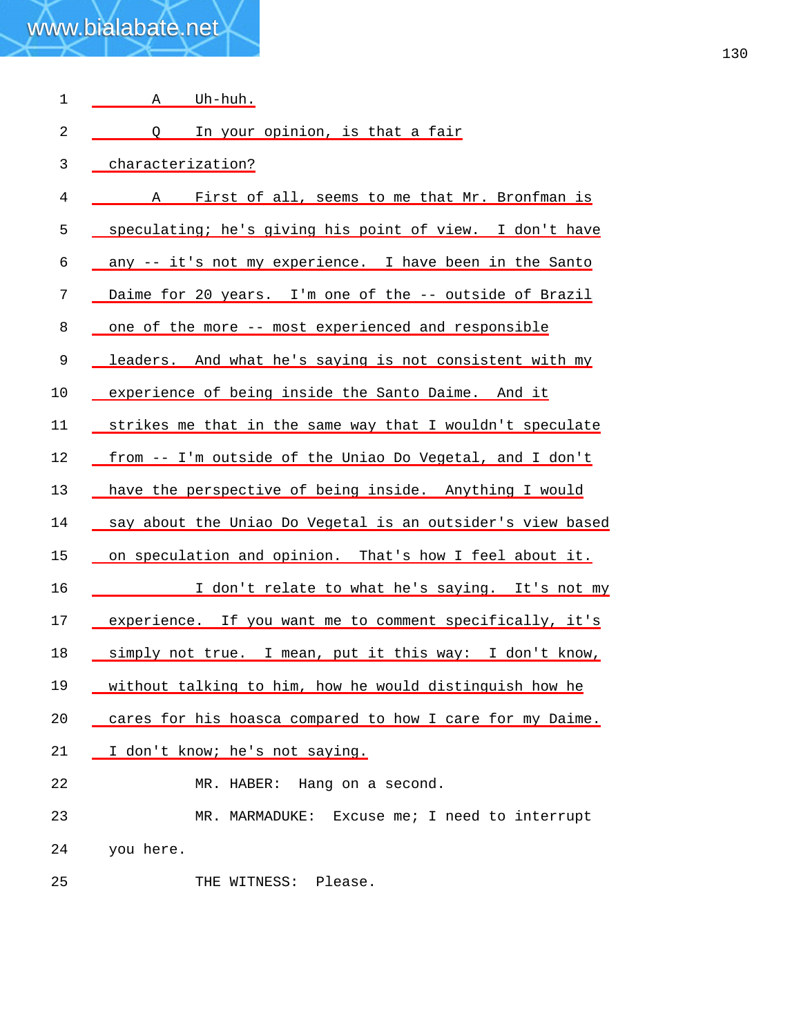1 A Uh-huh.

2 Q In your opinion, is that a fair

3 characterization?

4 A First of all, seems to me that Mr. Bronfman is

5 speculating; he's giving his point of view. I don't have

6 any -- it's not my experience. I have been in the Santo

7 Daime for 20 years. I'm one of the -- outside of Brazil

8 one of the more -- most experienced and responsible

9 leaders. And what he's saying is not consistent with my

10 experience of being inside the Santo Daime. And it

11 strikes me that in the same way that I wouldn't speculate

12 from -- I'm outside of the Uniao Do Vegetal, and I don't

13 have the perspective of being inside. Anything I would

14 say about the Uniao Do Vegetal is an outsider's view based

15 on speculation and opinion. That's how I feel about it.

16 I don't relate to what he's saying. It's not my

17 experience. If you want me to comment specifically, it's

18 simply not true. I mean, put it this way: I don't know,

19 without talking to him, how he would distinguish how he

20 cares for his hoasca compared to how I care for my Daime.

21 I don't know; he's not saying.

22 MR. HABER: Hang on a second.

23 MR. MARMADUKE: Excuse me; I need to interrupt

24 you here.

25 THE WITNESS: Please.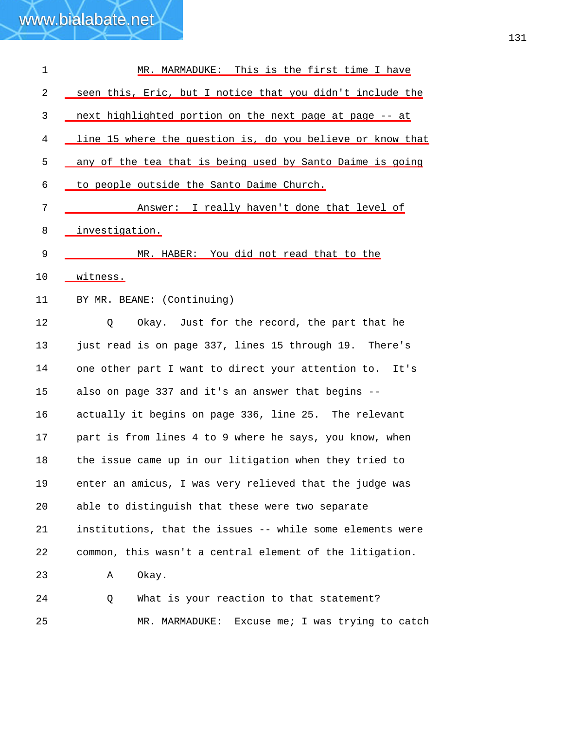1 MR. MARMADUKE: This is the first time I have
2 seen this, Eric, but I notice that you didn't include the
3 next highlighted portion on the next page at page -- at
4 line 15 where the question is, do you believe or know that
5 any of the tea that is being used by Santo Daime is going
6 to people outside the Santo Daime Church.
7 Answer: I really haven't done that level of
8 investigation.
9 MR. HABER: You did not read that to the
10 witness.
11 BY MR. BEANE: (Continuing)
12 Q Okay. Just for the record, the part that he
13 just read is on page 337, lines 15 through 19. There's
14 one other part I want to direct your attention to. It's
15 also on page 337 and it's an answer that begins --
16 actually it begins on page 336, line 25. The relevant
17 part is from lines 4 to 9 where he says, you know, when
18 the issue came up in our litigation when they tried to
19 enter an amicus, I was very relieved that the judge was
20 able to distinguish that these were two separate
21 institutions, that the issues -- while some elements were
22 common, this wasn't a central element of the litigation.
23 A Okay.
24 Q What is your reaction to that statement?
25 MR. MARMADUKE: Excuse me; I was trying to catch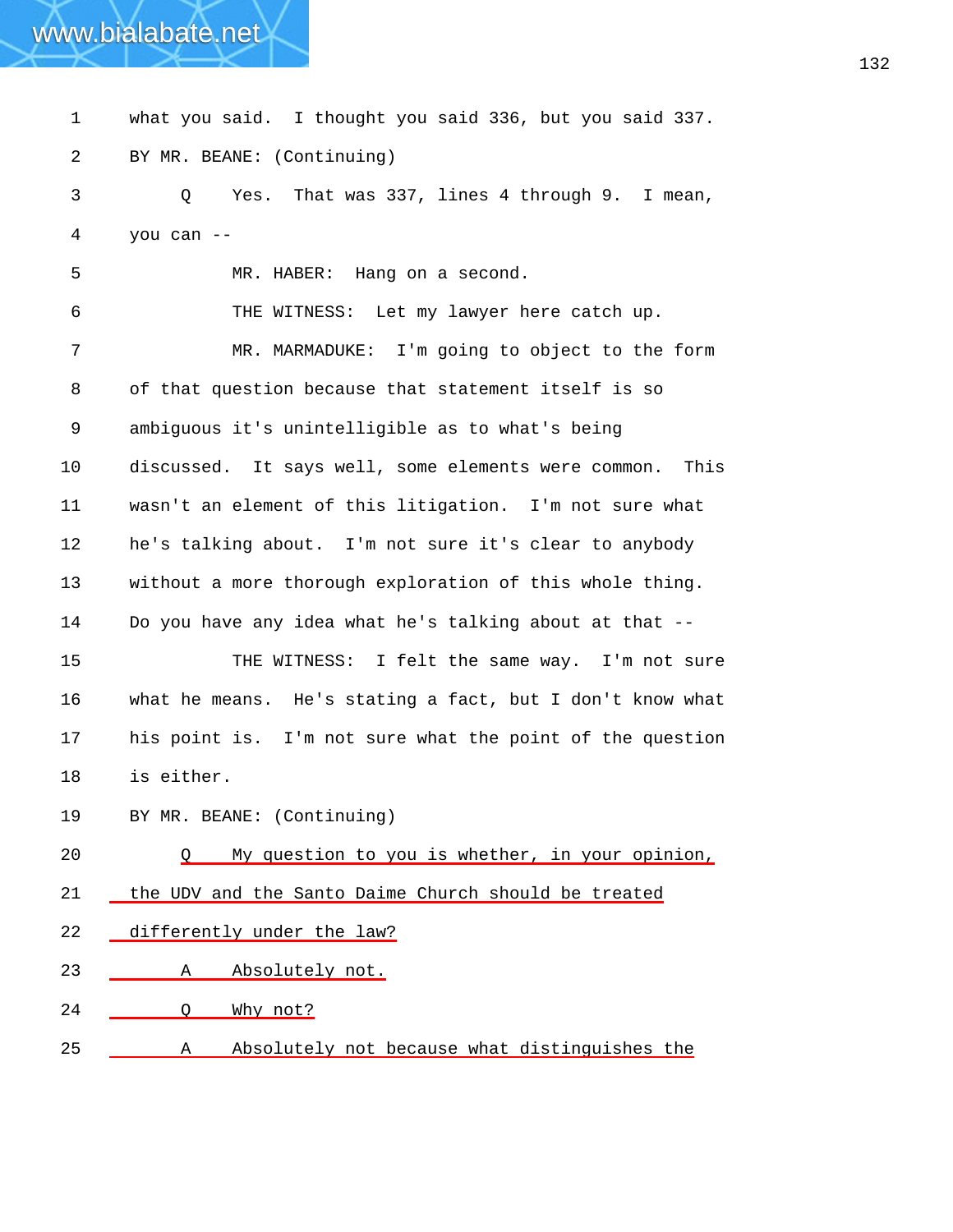1 what you said. I thought you said 336, but you said 337.

2 BY MR. BEANE: (Continuing)

3 Q Yes. That was 337, lines 4 through 9. I mean,

4 you can --

5 MR. HABER: Hang on a second.

6 THE WITNESS: Let my lawyer here catch up.

7 MR. MARMADUKE: I'm going to object to the form

8 of that question because that statement itself is so

9 ambiguous it's unintelligible as to what's being

10 discussed. It says well, some elements were common. This

11 wasn't an element of this litigation. I'm not sure what

12 he's talking about. I'm not sure it's clear to anybody

13 without a more thorough exploration of this whole thing.

14 Do you have any idea what he's talking about at that --

15 THE WITNESS: I felt the same way. I'm not sure

16 what he means. He's stating a fact, but I don't know what

17 his point is. I'm not sure what the point of the question

18 is either.

19 BY MR. BEANE: (Continuing)

20 Q My question to you is whether, in your opinion,

21 the UDV and the Santo Daime Church should be treated

22 differently under the law?

23 A Absolutely not.

24 Q Why not?

25 A Absolutely not because what distinguishes the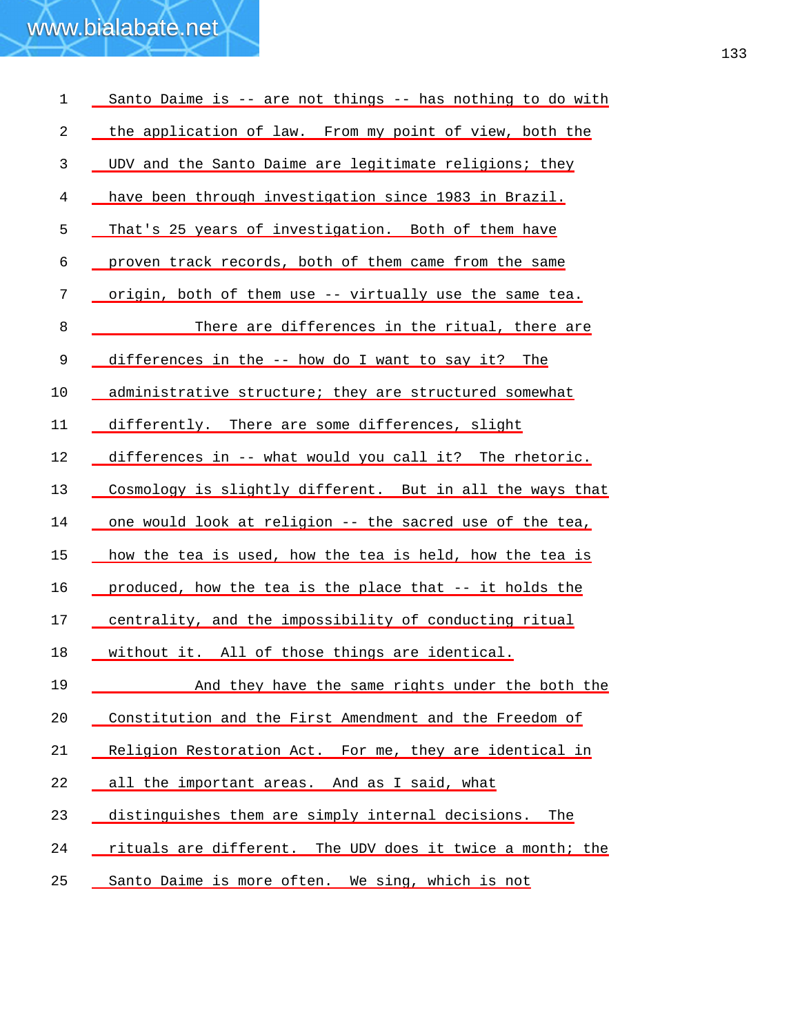Santo Daime is -- are not things -- has nothing to do with the application of law. From my point of view, both the UDV and the Santo Daime are legitimate religions; they have been through investigation since 1983 in Brazil. That's 25 years of investigation. Both of them have proven track records, both of them came from the same origin, both of them use -- virtually use the same tea.

There are differences in the ritual, there are differences in the -- how do I want to say it? The administrative structure; they are structured somewhat differently. There are some differences, slight differences in -- what would you call it? The rhetoric. Cosmology is slightly different. But in all the ways that one would look at religion -- the sacred use of the tea, how the tea is used, how the tea is held, how the tea is produced, how the tea is the place that -- it holds the centrality, and the impossibility of conducting ritual without it. All of those things are identical.

And they have the same rights under the both the Constitution and the First Amendment and the Freedom of Religion Restoration Act. For me, they are identical in all the important areas. And as I said, what distinguishes them are simply internal decisions. The rituals are different. The UDV does it twice a month; the Santo Daime is more often. We sing, which is not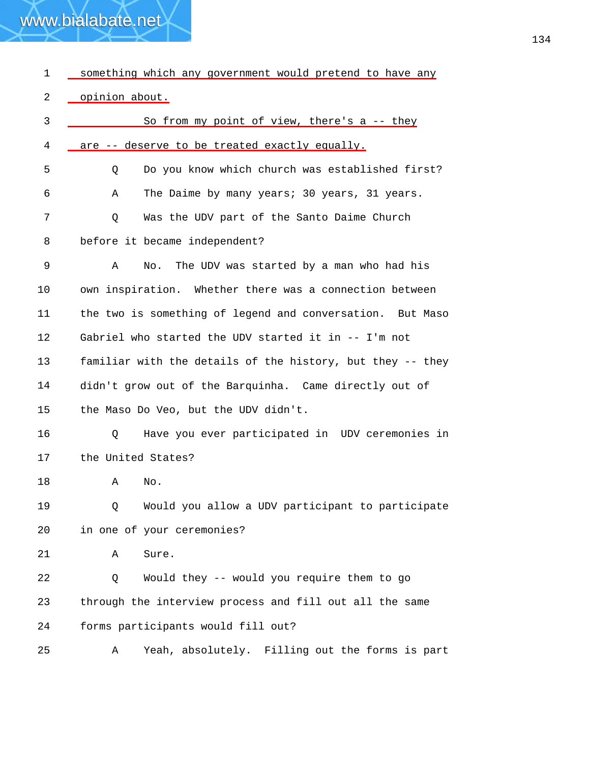1 something which any government would pretend to have any

2 opinion about.

3 So from my point of view, there's a -- they

4 are -- deserve to be treated exactly equally.

5 Q Do you know which church was established first?

6 A The Daime by many years; 30 years, 31 years.

7 Q Was the UDV part of the Santo Daime Church

8 before it became independent?

9 A No. The UDV was started by a man who had his

10 own inspiration. Whether there was a connection between

11 the two is something of legend and conversation. But Maso

12 Gabriel who started the UDV started it in -- I'm not

13 familiar with the details of the history, but they -- they

14 didn't grow out of the Barquinha. Came directly out of

15 the Maso Do Veo, but the UDV didn't.

16 Q Have you ever participated in UDV ceremonies in

17 the United States?

18 A No.

19 Q Would you allow a UDV participant to participate

20 in one of your ceremonies?

21 A Sure.

22 Q Would they -- would you require them to go

23 through the interview process and fill out all the same

24 forms participants would fill out?

25 A Yeah, absolutely. Filling out the forms is part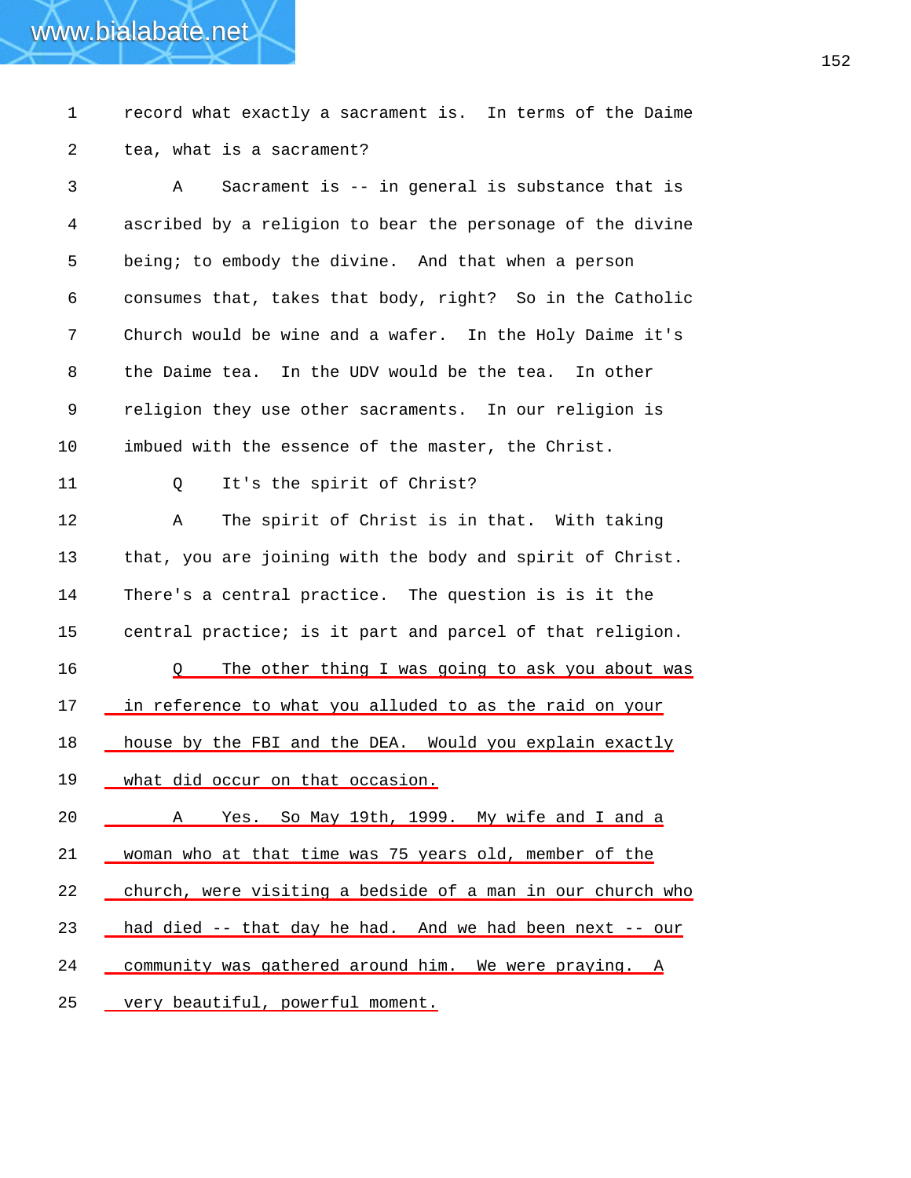1 record what exactly a sacrament is. In terms of the Daime
2 tea, what is a sacrament?
3 A Sacrament is -- in general is substance that is
4 ascribed by a religion to bear the personage of the divine
5 being; to embody the divine. And that when a person
6 consumes that, takes that body, right? So in the Catholic
7 Church would be wine and a wafer. In the Holy Daime it's
8 the Daime tea. In the UDV would be the tea. In other
9 religion they use other sacraments. In our religion is
10 imbued with the essence of the master, the Christ.
11 Q It's the spirit of Christ?
12 A The spirit of Christ is in that. With taking
13 that, you are joining with the body and spirit of Christ.
14 There's a central practice. The question is is it the
15 central practice; is it part and parcel of that religion.
16 Q The other thing I was going to ask you about was
17 in reference to what you alluded to as the raid on your
18 house by the FBI and the DEA. Would you explain exactly
19 what did occur on that occasion.
20 A Yes. So May 19th, 1999. My wife and I and a
21 woman who at that time was 75 years old, member of the
22 church, were visiting a bedside of a man in our church who
23 had died -- that day he had. And we had been next -- our
24 community was gathered around him. We were praying. A
25 very beautiful, powerful moment.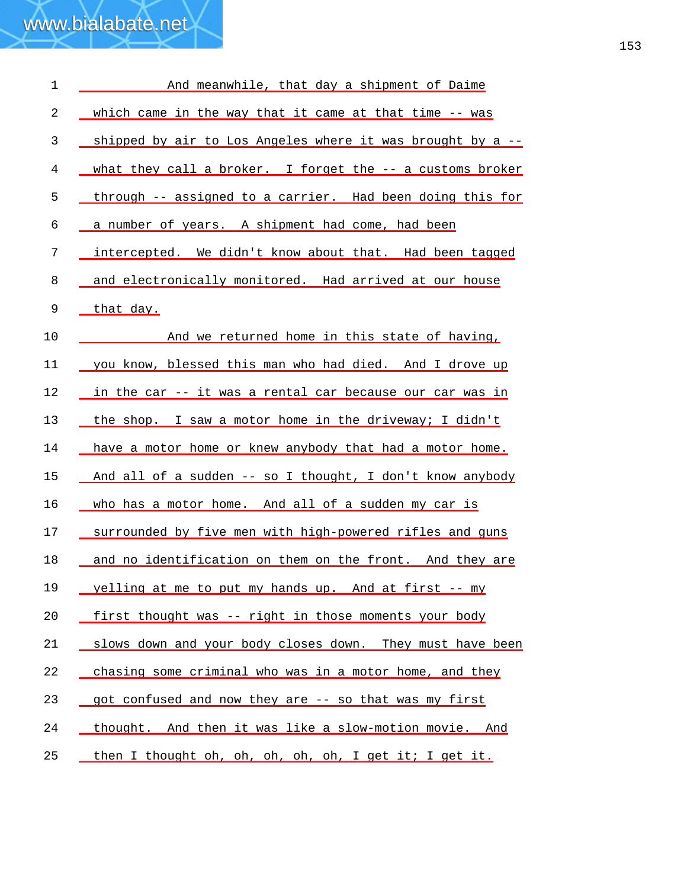And meanwhile, that day a shipment of Daime which came in the way that it came at that time -- was shipped by air to Los Angeles where it was brought by a -- what they call a broker. I forget the -- a customs broker through -- assigned to a carrier. Had been doing this for a number of years. A shipment had come, had been intercepted. We didn't know about that. Had been tagged and electronically monitored. Had arrived at our house that day.

And we returned home in this state of having, you know, blessed this man who had died. And I drove up in the car -- it was a rental car because our car was in the shop. I saw a motor home in the driveway; I didn't have a motor home or knew anybody that had a motor home. And all of a sudden -- so I thought, I don't know anybody who has a motor home. And all of a sudden my car is surrounded by five men with high-powered rifles and guns and no identification on them on the front. And they are yelling at me to put my hands up. And at first -- my first thought was -- right in those moments your body slows down and your body closes down. They must have been chasing some criminal who was in a motor home, and they got confused and now they are -- so that was my first thought. And then it was like a slow-motion movie. And then I thought oh, oh, oh, oh, oh, I get it; I get it.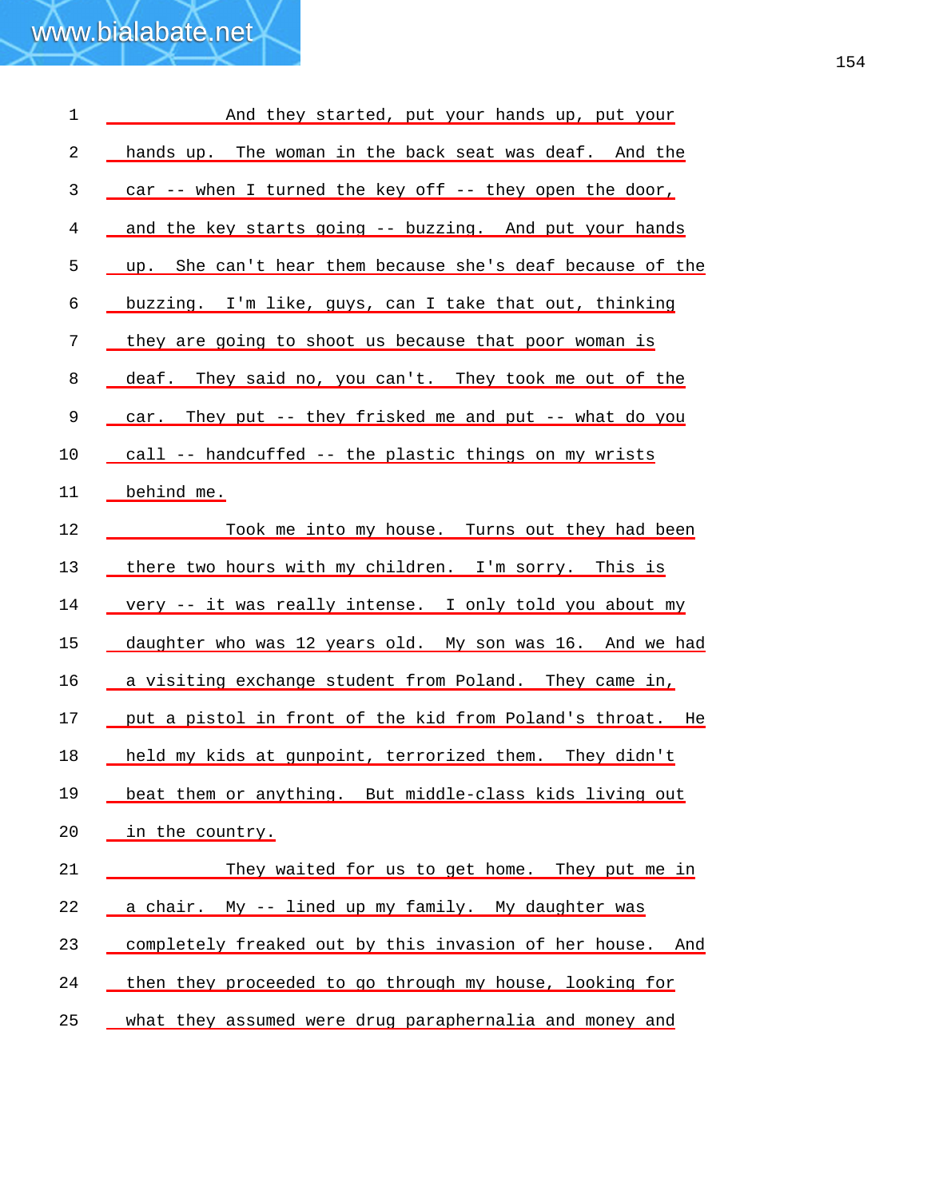And they started, put your hands up, put your hands up. The woman in the back seat was deaf. And the car -- when I turned the key off -- they open the door, and the key starts going -- buzzing. And put your hands up. She can't hear them because she's deaf because of the buzzing. I'm like, guys, can I take that out, thinking they are going to shoot us because that poor woman is deaf. They said no, you can't. They took me out of the car. They put -- they frisked me and put -- what do you call -- handcuffed -- the plastic things on my wrists behind me.

Took me into my house. Turns out they had been there two hours with my children. I'm sorry. This is very -- it was really intense. I only told you about my daughter who was 12 years old. My son was 16. And we had a visiting exchange student from Poland. They came in, put a pistol in front of the kid from Poland's throat. He held my kids at gunpoint, terrorized them. They didn't beat them or anything. But middle-class kids living out in the country.

They waited for us to get home. They put me in a chair. My -- lined up my family. My daughter was completely freaked out by this invasion of her house. And then they proceeded to go through my house, looking for what they assumed were drug paraphernalia and money and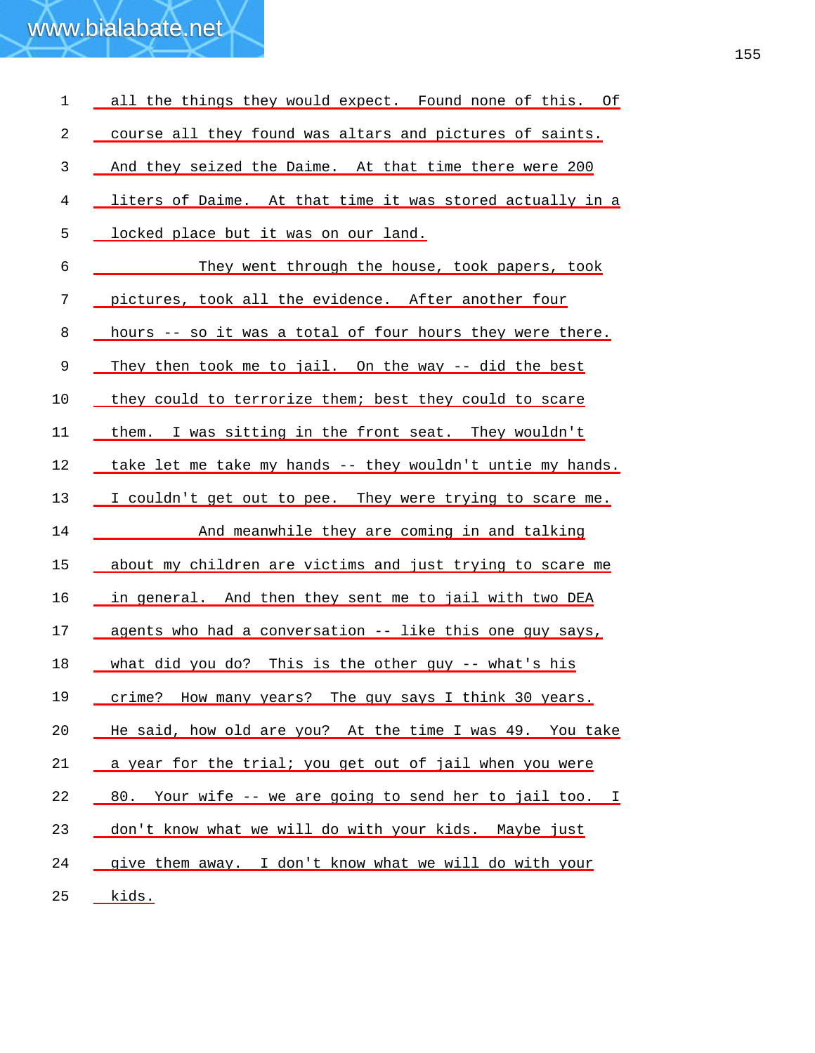all the things they would expect. Found none of this. Of course all they found was altars and pictures of saints. And they seized the Daime. At that time there were 200 liters of Daime. At that time it was stored actually in a locked place but it was on our land.

They went through the house, took papers, took pictures, took all the evidence. After another four hours -- so it was a total of four hours they were there. They then took me to jail. On the way -- did the best they could to terrorize them; best they could to scare them. I was sitting in the front seat. They wouldn't take let me take my hands -- they wouldn't untie my hands. I couldn't get out to pee. They were trying to scare me.

And meanwhile they are coming in and talking about my children are victims and just trying to scare me in general. And then they sent me to jail with two DEA agents who had a conversation -- like this one guy says, what did you do? This is the other guy -- what's his crime? How many years? The guy says I think 30 years. He said, how old are you? At the time I was 49. You take a year for the trial; you get out of jail when you were 80. Your wife -- we are going to send her to jail too. I don't know what we will do with your kids. Maybe just give them away. I don't know what we will do with your kids.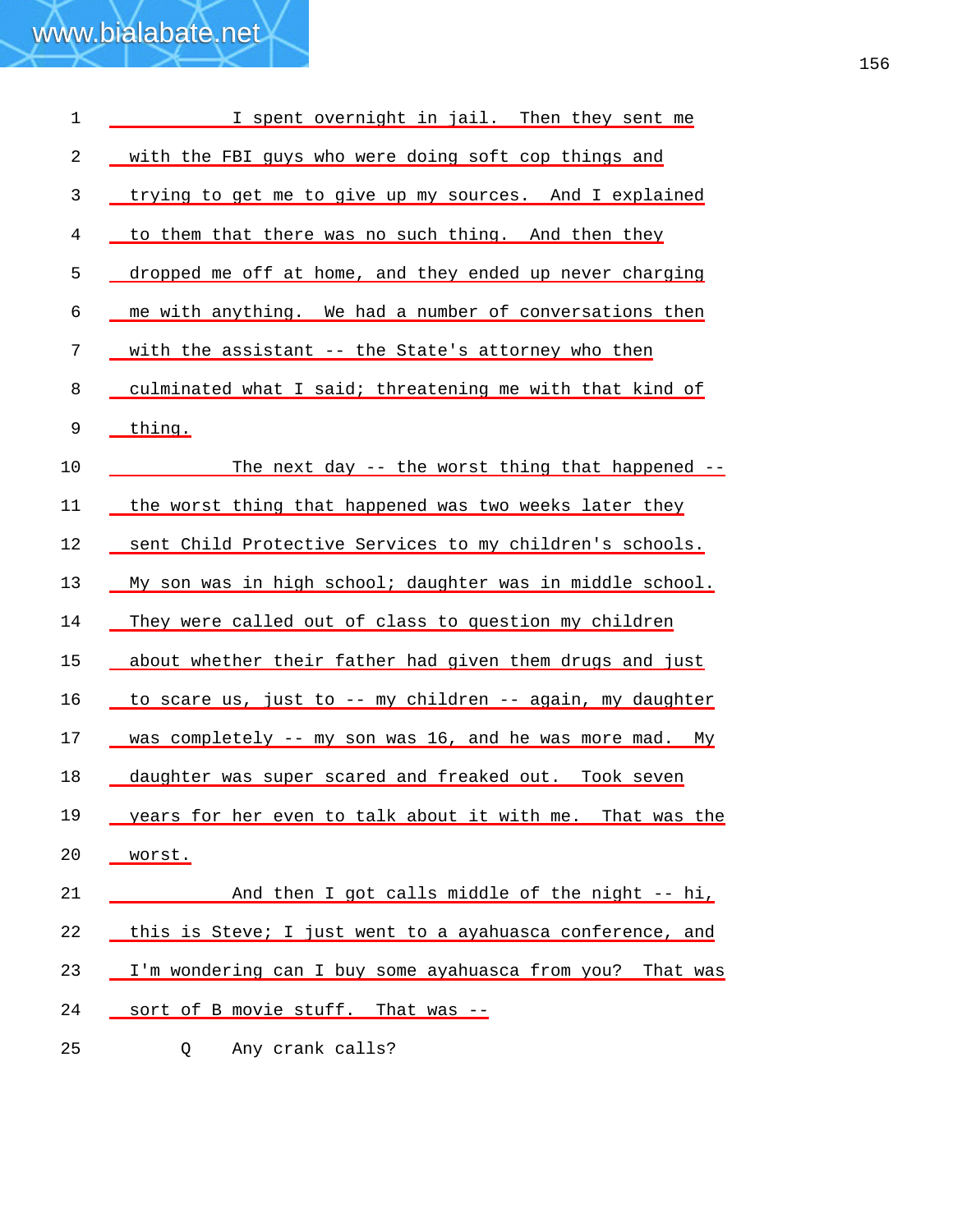I spent overnight in jail. Then they sent me with the FBI guys who were doing soft cop things and trying to get me to give up my sources. And I explained to them that there was no such thing. And then they dropped me off at home, and they ended up never charging me with anything. We had a number of conversations then with the assistant -- the State's attorney who then culminated what I said; threatening me with that kind of thing.

The next day -- the worst thing that happened -- the worst thing that happened was two weeks later they sent Child Protective Services to my children's schools. My son was in high school; daughter was in middle school. They were called out of class to question my children about whether their father had given them drugs and just to scare us, just to -- my children -- again, my daughter was completely -- my son was 16, and he was more mad. My daughter was super scared and freaked out. Took seven years for her even to talk about it with me. That was the worst.

And then I got calls middle of the night -- hi, this is Steve; I just went to a ayahuasca conference, and I'm wondering can I buy some ayahuasca from you? That was sort of B movie stuff. That was --

Q Any crank calls?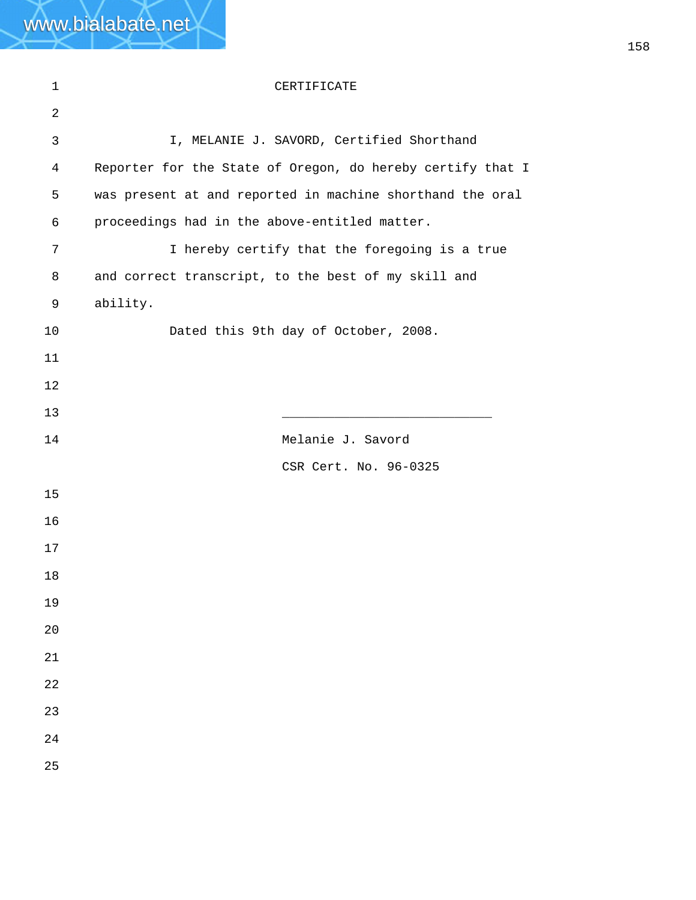# CERTIFICATE

I, MELANIE J. SAVORD, Certified Shorthand Reporter for the State of Oregon, do hereby certify that I was present at and reported in machine shorthand the oral proceedings had in the above-entitled matter.

I hereby certify that the foregoing is a true and correct transcript, to the best of my skill and ability.

Dated this 9th day of October, 2008.

_____________________________

Melanie J. Savord

CSR Cert. No. 96-0325